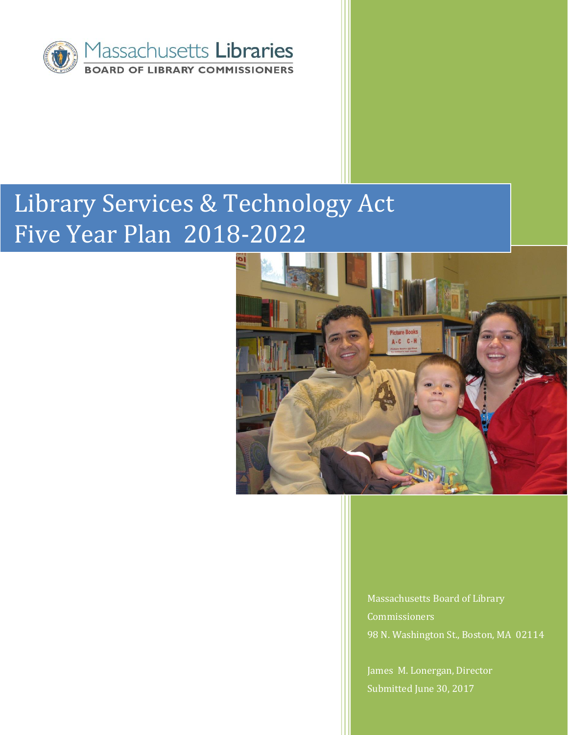Massachusetts Libraries
BOARD OF LIBRARY COMMISSIONERS

# Library Services & Technology Act Five Year Plan 2018-2022

Massachusetts Board of Library Commissioners
98 N. Washington St., Boston, MA 02114

James M. Lonergan, Director
Submitted June 30, 2017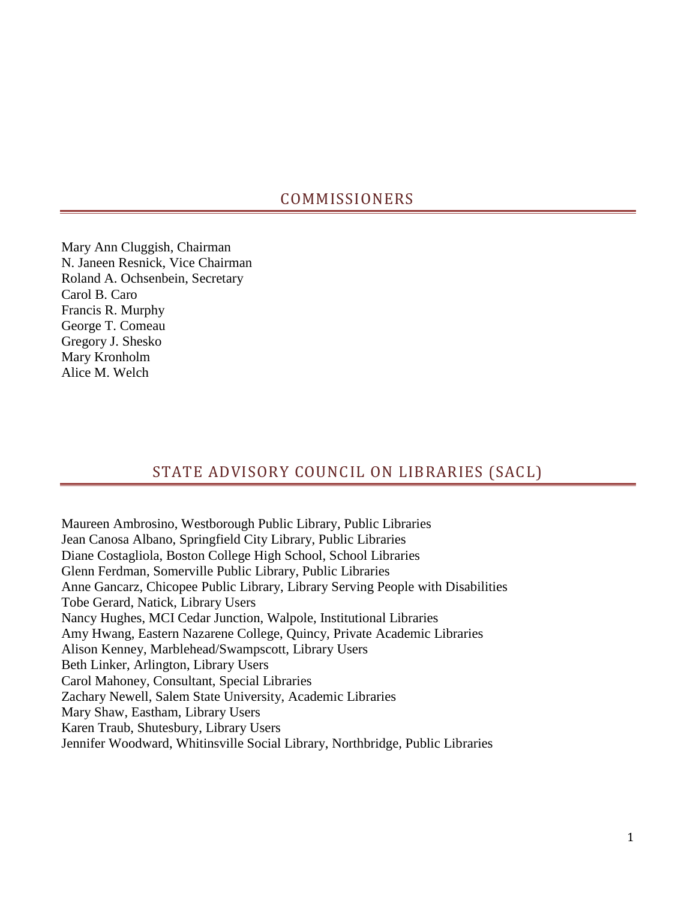## COMMISSIONERS

Mary Ann Cluggish, Chairman
N. Janeen Resnick, Vice Chairman
Roland A. Ochsenbein, Secretary
Carol B. Caro
Francis R. Murphy
George T. Comeau
Gregory J. Shesko
Mary Kronholm
Alice M. Welch

## STATE ADVISORY COUNCIL ON LIBRARIES (SACL)

Maureen Ambrosino, Westborough Public Library, Public Libraries
Jean Canosa Albano, Springfield City Library, Public Libraries
Diane Costagliola, Boston College High School, School Libraries
Glenn Ferdman, Somerville Public Library, Public Libraries
Anne Gancarz, Chicopee Public Library, Library Serving People with Disabilities
Tobe Gerard, Natick, Library Users
Nancy Hughes, MCI Cedar Junction, Walpole, Institutional Libraries
Amy Hwang, Eastern Nazarene College, Quincy, Private Academic Libraries
Alison Kenney, Marblehead/Swampscott, Library Users
Beth Linker, Arlington, Library Users
Carol Mahoney, Consultant, Special Libraries
Zachary Newell, Salem State University, Academic Libraries
Mary Shaw, Eastham, Library Users
Karen Traub, Shutesbury, Library Users
Jennifer Woodward, Whitinsville Social Library, Northbridge, Public Libraries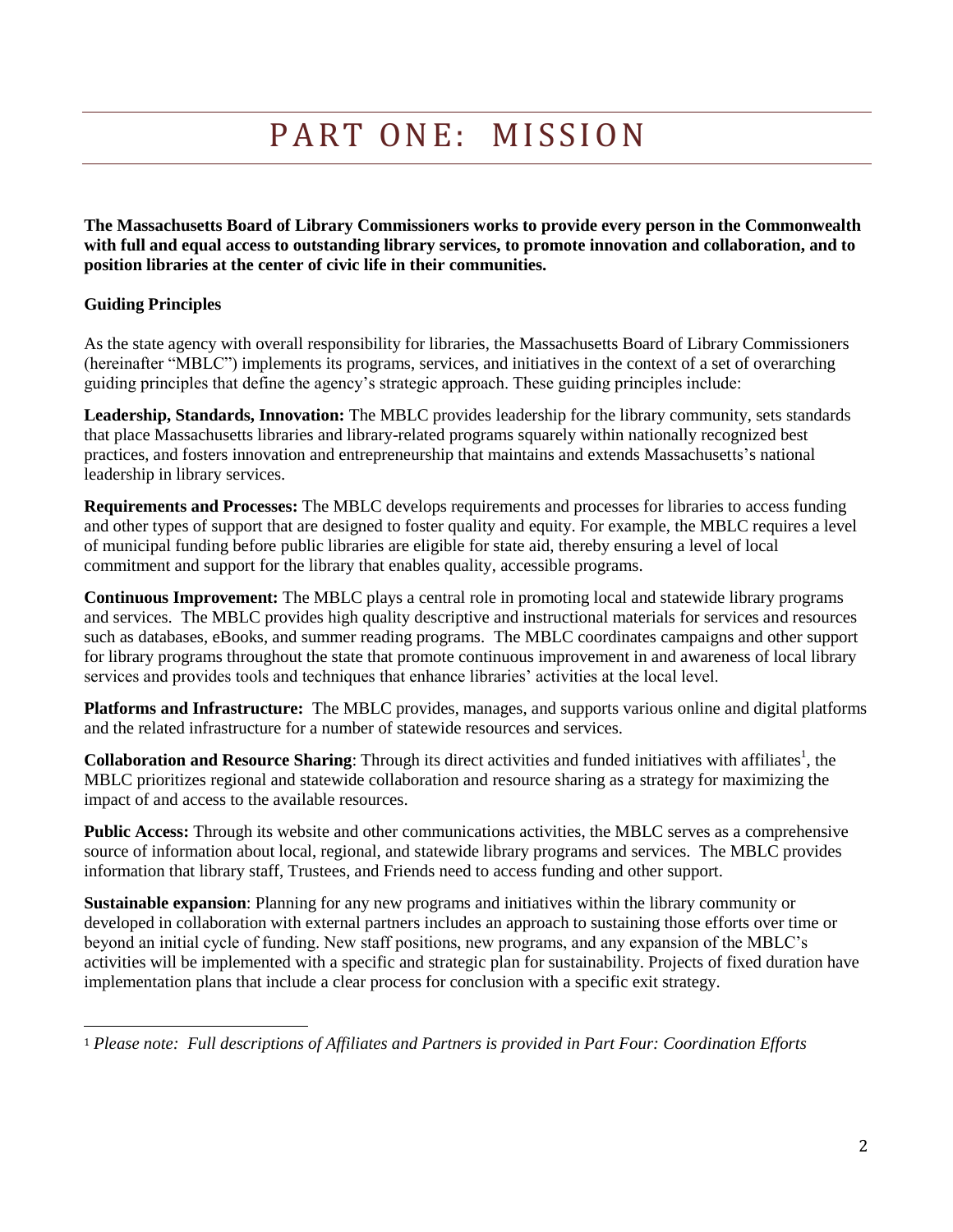# PART ONE: MISSION

**The Massachusetts Board of Library Commissioners works to provide every person in the Commonwealth with full and equal access to outstanding library services, to promote innovation and collaboration, and to position libraries at the center of civic life in their communities.**

**Guiding Principles**

As the state agency with overall responsibility for libraries, the Massachusetts Board of Library Commissioners (hereinafter "MBLC") implements its programs, services, and initiatives in the context of a set of overarching guiding principles that define the agency's strategic approach. These guiding principles include:

**Leadership, Standards, Innovation:** The MBLC provides leadership for the library community, sets standards that place Massachusetts libraries and library-related programs squarely within nationally recognized best practices, and fosters innovation and entrepreneurship that maintains and extends Massachusetts's national leadership in library services.

**Requirements and Processes:** The MBLC develops requirements and processes for libraries to access funding and other types of support that are designed to foster quality and equity. For example, the MBLC requires a level of municipal funding before public libraries are eligible for state aid, thereby ensuring a level of local commitment and support for the library that enables quality, accessible programs.

**Continuous Improvement:** The MBLC plays a central role in promoting local and statewide library programs and services. The MBLC provides high quality descriptive and instructional materials for services and resources such as databases, eBooks, and summer reading programs. The MBLC coordinates campaigns and other support for library programs throughout the state that promote continuous improvement in and awareness of local library services and provides tools and techniques that enhance libraries' activities at the local level.

**Platforms and Infrastructure:** The MBLC provides, manages, and supports various online and digital platforms and the related infrastructure for a number of statewide resources and services.

**Collaboration and Resource Sharing**: Through its direct activities and funded initiatives with affiliates[1], the MBLC prioritizes regional and statewide collaboration and resource sharing as a strategy for maximizing the impact of and access to the available resources.

**Public Access:** Through its website and other communications activities, the MBLC serves as a comprehensive source of information about local, regional, and statewide library programs and services. The MBLC provides information that library staff, Trustees, and Friends need to access funding and other support.

**Sustainable expansion**: Planning for any new programs and initiatives within the library community or developed in collaboration with external partners includes an approach to sustaining those efforts over time or beyond an initial cycle of funding. New staff positions, new programs, and any expansion of the MBLC's activities will be implemented with a specific and strategic plan for sustainability. Projects of fixed duration have implementation plans that include a clear process for conclusion with a specific exit strategy.

---

[1] *Please note: Full descriptions of Affiliates and Partners is provided in Part Four: Coordination Efforts*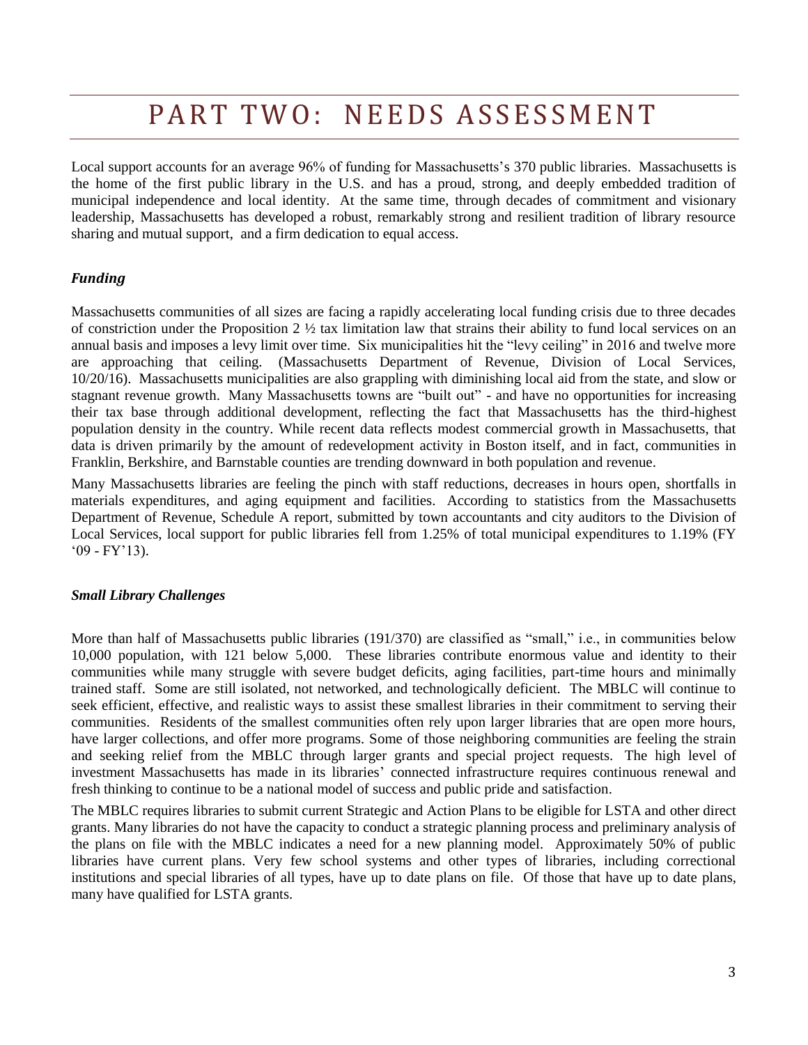# PART TWO: NEEDS ASSESSMENT

Local support accounts for an average 96% of funding for Massachusetts's 370 public libraries. Massachusetts is the home of the first public library in the U.S. and has a proud, strong, and deeply embedded tradition of municipal independence and local identity. At the same time, through decades of commitment and visionary leadership, Massachusetts has developed a robust, remarkably strong and resilient tradition of library resource sharing and mutual support, and a firm dedication to equal access.

### *Funding*

Massachusetts communities of all sizes are facing a rapidly accelerating local funding crisis due to three decades of constriction under the Proposition 2 ½ tax limitation law that strains their ability to fund local services on an annual basis and imposes a levy limit over time. Six municipalities hit the "levy ceiling" in 2016 and twelve more are approaching that ceiling. (Massachusetts Department of Revenue, Division of Local Services, 10/20/16). Massachusetts municipalities are also grappling with diminishing local aid from the state, and slow or stagnant revenue growth. Many Massachusetts towns are "built out" - and have no opportunities for increasing their tax base through additional development, reflecting the fact that Massachusetts has the third-highest population density in the country. While recent data reflects modest commercial growth in Massachusetts, that data is driven primarily by the amount of redevelopment activity in Boston itself, and in fact, communities in Franklin, Berkshire, and Barnstable counties are trending downward in both population and revenue.

Many Massachusetts libraries are feeling the pinch with staff reductions, decreases in hours open, shortfalls in materials expenditures, and aging equipment and facilities. According to statistics from the Massachusetts Department of Revenue, Schedule A report, submitted by town accountants and city auditors to the Division of Local Services, local support for public libraries fell from 1.25% of total municipal expenditures to 1.19% (FY '09 - FY'13).

### *Small Library Challenges*

More than half of Massachusetts public libraries (191/370) are classified as "small," i.e., in communities below 10,000 population, with 121 below 5,000. These libraries contribute enormous value and identity to their communities while many struggle with severe budget deficits, aging facilities, part-time hours and minimally trained staff. Some are still isolated, not networked, and technologically deficient. The MBLC will continue to seek efficient, effective, and realistic ways to assist these smallest libraries in their commitment to serving their communities. Residents of the smallest communities often rely upon larger libraries that are open more hours, have larger collections, and offer more programs. Some of those neighboring communities are feeling the strain and seeking relief from the MBLC through larger grants and special project requests. The high level of investment Massachusetts has made in its libraries' connected infrastructure requires continuous renewal and fresh thinking to continue to be a national model of success and public pride and satisfaction.

The MBLC requires libraries to submit current Strategic and Action Plans to be eligible for LSTA and other direct grants. Many libraries do not have the capacity to conduct a strategic planning process and preliminary analysis of the plans on file with the MBLC indicates a need for a new planning model. Approximately 50% of public libraries have current plans. Very few school systems and other types of libraries, including correctional institutions and special libraries of all types, have up to date plans on file. Of those that have up to date plans, many have qualified for LSTA grants.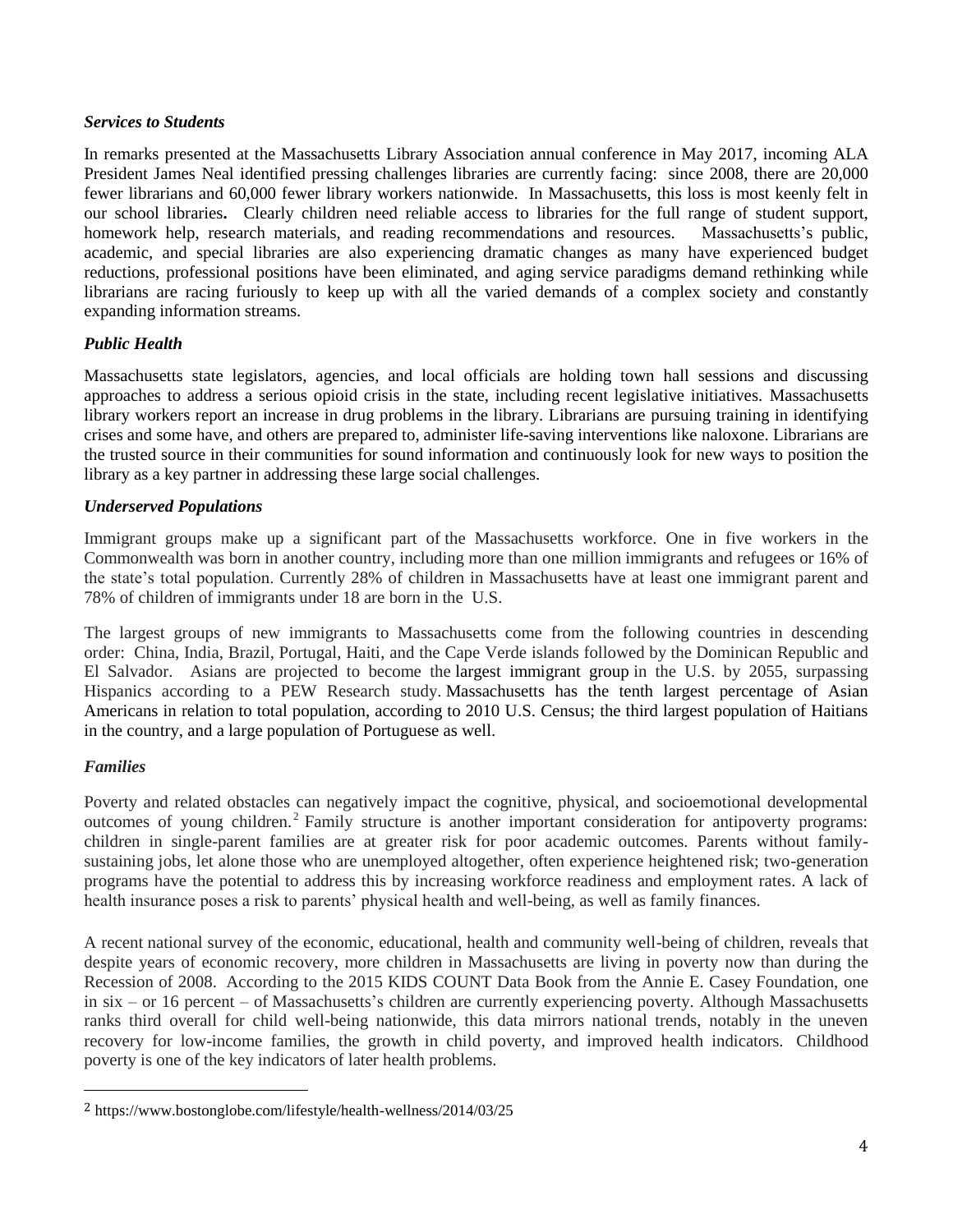### *Services to Students*

In remarks presented at the Massachusetts Library Association annual conference in May 2017, incoming ALA President James Neal identified pressing challenges libraries are currently facing: since 2008, there are 20,000 fewer librarians and 60,000 fewer library workers nationwide. In Massachusetts, this loss is most keenly felt in our school libraries**.** Clearly children need reliable access to libraries for the full range of student support, homework help, research materials, and reading recommendations and resources. Massachusetts's public, academic, and special libraries are also experiencing dramatic changes as many have experienced budget reductions, professional positions have been eliminated, and aging service paradigms demand rethinking while librarians are racing furiously to keep up with all the varied demands of a complex society and constantly expanding information streams.

### *Public Health*

Massachusetts state legislators, agencies, and local officials are holding town hall sessions and discussing approaches to address a serious opioid crisis in the state, including recent legislative initiatives. Massachusetts library workers report an increase in drug problems in the library. Librarians are pursuing training in identifying crises and some have, and others are prepared to, administer life-saving interventions like naloxone. Librarians are the trusted source in their communities for sound information and continuously look for new ways to position the library as a key partner in addressing these large social challenges.

### *Underserved Populations*

Immigrant groups make up a significant part of the Massachusetts workforce. One in five workers in the Commonwealth was born in another country, including more than one million immigrants and refugees or 16% of the state's total population. Currently 28% of children in Massachusetts have at least one immigrant parent and 78% of children of immigrants under 18 are born in the U.S.

The largest groups of new immigrants to Massachusetts come from the following countries in descending order: China, India, Brazil, Portugal, Haiti, and the Cape Verde islands followed by the Dominican Republic and El Salvador. Asians are projected to become the largest immigrant group in the U.S. by 2055, surpassing Hispanics according to a PEW Research study. Massachusetts has the tenth largest percentage of Asian Americans in relation to total population, according to 2010 U.S. Census; the third largest population of Haitians in the country, and a large population of Portuguese as well.

### *Families*

Poverty and related obstacles can negatively impact the cognitive, physical, and socioemotional developmental outcomes of young children.[2] Family structure is another important consideration for antipoverty programs: children in single-parent families are at greater risk for poor academic outcomes. Parents without family-sustaining jobs, let alone those who are unemployed altogether, often experience heightened risk; two-generation programs have the potential to address this by increasing workforce readiness and employment rates. A lack of health insurance poses a risk to parents' physical health and well-being, as well as family finances.

A recent national survey of the economic, educational, health and community well-being of children, reveals that despite years of economic recovery, more children in Massachusetts are living in poverty now than during the Recession of 2008. According to the 2015 KIDS COUNT Data Book from the Annie E. Casey Foundation, one in six – or 16 percent – of Massachusetts's children are currently experiencing poverty. Although Massachusetts ranks third overall for child well-being nationwide, this data mirrors national trends, notably in the uneven recovery for low-income families, the growth in child poverty, and improved health indicators. Childhood poverty is one of the key indicators of later health problems.

[2] https://www.bostonglobe.com/lifestyle/health-wellness/2014/03/25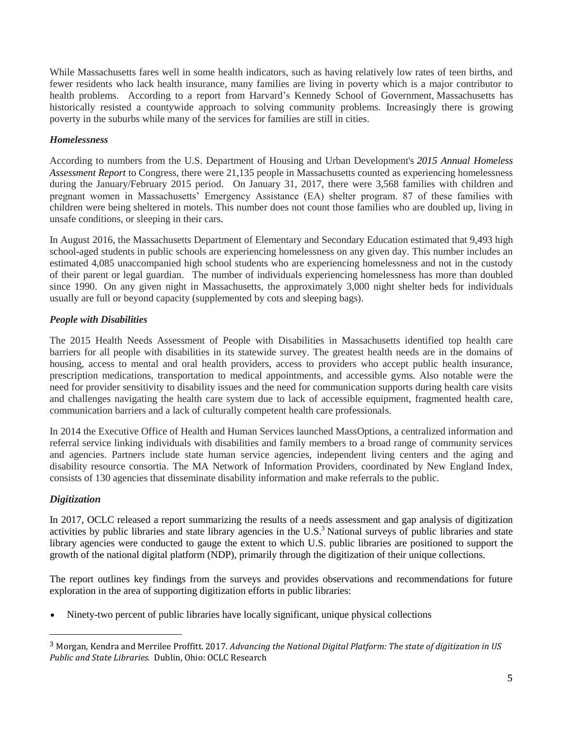While Massachusetts fares well in some health indicators, such as having relatively low rates of teen births, and fewer residents who lack health insurance, many families are living in poverty which is a major contributor to health problems. According to a report from Harvard's Kennedy School of Government, Massachusetts has historically resisted a countywide approach to solving community problems. Increasingly there is growing poverty in the suburbs while many of the services for families are still in cities.

### *Homelessness*

According to numbers from the U.S. Department of Housing and Urban Development's *2015 Annual Homeless Assessment Report* to Congress, there were 21,135 people in Massachusetts counted as experiencing homelessness during the January/February 2015 period. On January 31, 2017, there were 3,568 families with children and pregnant women in Massachusetts' Emergency Assistance (EA) shelter program. 87 of these families with children were being sheltered in motels. This number does not count those families who are doubled up, living in unsafe conditions, or sleeping in their cars.

In August 2016, the Massachusetts Department of Elementary and Secondary Education estimated that 9,493 high school-aged students in public schools are experiencing homelessness on any given day. This number includes an estimated 4,085 unaccompanied high school students who are experiencing homelessness and not in the custody of their parent or legal guardian. The number of individuals experiencing homelessness has more than doubled since 1990. On any given night in Massachusetts, the approximately 3,000 night shelter beds for individuals usually are full or beyond capacity (supplemented by cots and sleeping bags).

### *People with Disabilities*

The 2015 Health Needs Assessment of People with Disabilities in Massachusetts identified top health care barriers for all people with disabilities in its statewide survey. The greatest health needs are in the domains of housing, access to mental and oral health providers, access to providers who accept public health insurance, prescription medications, transportation to medical appointments, and accessible gyms. Also notable were the need for provider sensitivity to disability issues and the need for communication supports during health care visits and challenges navigating the health care system due to lack of accessible equipment, fragmented health care, communication barriers and a lack of culturally competent health care professionals.

In 2014 the Executive Office of Health and Human Services launched MassOptions, a centralized information and referral service linking individuals with disabilities and family members to a broad range of community services and agencies. Partners include state human service agencies, independent living centers and the aging and disability resource consortia. The MA Network of Information Providers, coordinated by New England Index, consists of 130 agencies that disseminate disability information and make referrals to the public.

### *Digitization*

In 2017, OCLC released a report summarizing the results of a needs assessment and gap analysis of digitization activities by public libraries and state library agencies in the U.S.[3] National surveys of public libraries and state library agencies were conducted to gauge the extent to which U.S. public libraries are positioned to support the growth of the national digital platform (NDP), primarily through the digitization of their unique collections.

The report outlines key findings from the surveys and provides observations and recommendations for future exploration in the area of supporting digitization efforts in public libraries:

- Ninety-two percent of public libraries have locally significant, unique physical collections

---

[3] Morgan, Kendra and Merrilee Proffitt. 2017. *Advancing the National Digital Platform: The state of digitization in US Public and State Libraries.* Dublin, Ohio: OCLC Research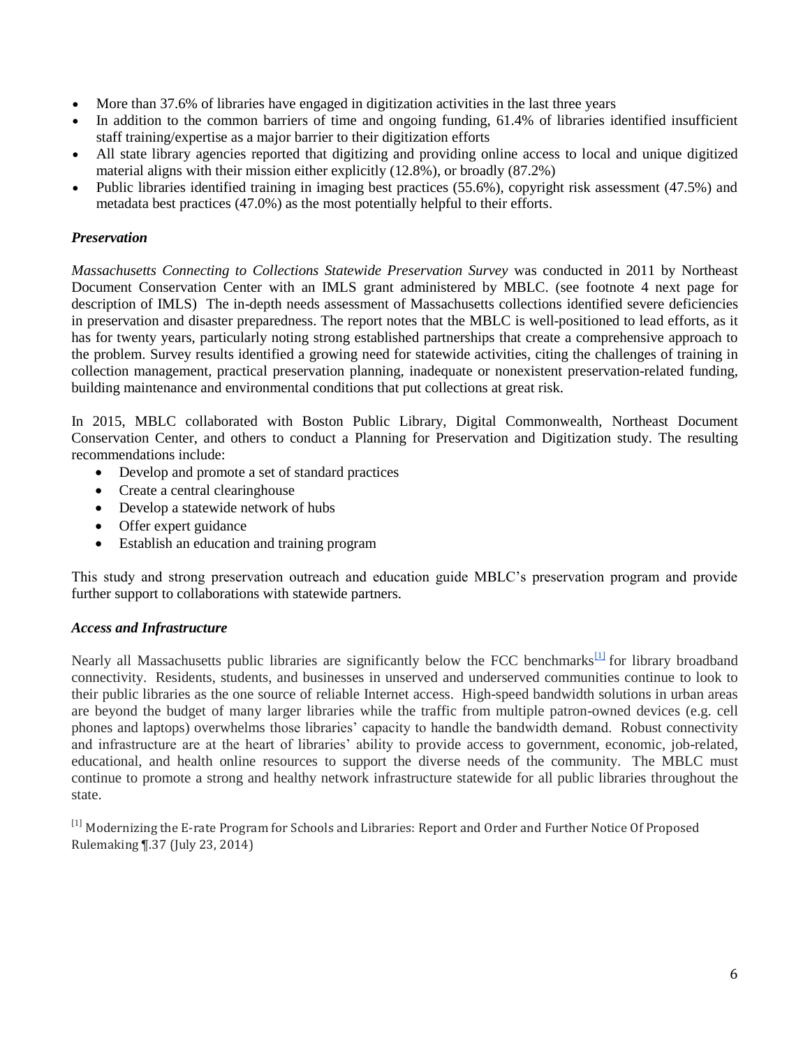- More than 37.6% of libraries have engaged in digitization activities in the last three years
- In addition to the common barriers of time and ongoing funding, 61.4% of libraries identified insufficient staff training/expertise as a major barrier to their digitization efforts
- All state library agencies reported that digitizing and providing online access to local and unique digitized material aligns with their mission either explicitly (12.8%), or broadly (87.2%)
- Public libraries identified training in imaging best practices (55.6%), copyright risk assessment (47.5%) and metadata best practices (47.0%) as the most potentially helpful to their efforts.

### *Preservation*

*Massachusetts Connecting to Collections Statewide Preservation Survey* was conducted in 2011 by Northeast Document Conservation Center with an IMLS grant administered by MBLC. (see footnote 4 next page for description of IMLS) The in-depth needs assessment of Massachusetts collections identified severe deficiencies in preservation and disaster preparedness. The report notes that the MBLC is well-positioned to lead efforts, as it has for twenty years, particularly noting strong established partnerships that create a comprehensive approach to the problem. Survey results identified a growing need for statewide activities, citing the challenges of training in collection management, practical preservation planning, inadequate or nonexistent preservation-related funding, building maintenance and environmental conditions that put collections at great risk.

In 2015, MBLC collaborated with Boston Public Library, Digital Commonwealth, Northeast Document Conservation Center, and others to conduct a Planning for Preservation and Digitization study. The resulting recommendations include:

- Develop and promote a set of standard practices
- Create a central clearinghouse
- Develop a statewide network of hubs
- Offer expert guidance
- Establish an education and training program

This study and strong preservation outreach and education guide MBLC's preservation program and provide further support to collaborations with statewide partners.

### *Access and Infrastructure*

Nearly all Massachusetts public libraries are significantly below the FCC benchmarks[1] for library broadband connectivity. Residents, students, and businesses in unserved and underserved communities continue to look to their public libraries as the one source of reliable Internet access. High-speed bandwidth solutions in urban areas are beyond the budget of many larger libraries while the traffic from multiple patron-owned devices (e.g. cell phones and laptops) overwhelms those libraries' capacity to handle the bandwidth demand. Robust connectivity and infrastructure are at the heart of libraries' ability to provide access to government, economic, job-related, educational, and health online resources to support the diverse needs of the community. The MBLC must continue to promote a strong and healthy network infrastructure statewide for all public libraries throughout the state.

[1] Modernizing the E-rate Program for Schools and Libraries: Report and Order and Further Notice Of Proposed Rulemaking ¶.37 (July 23, 2014)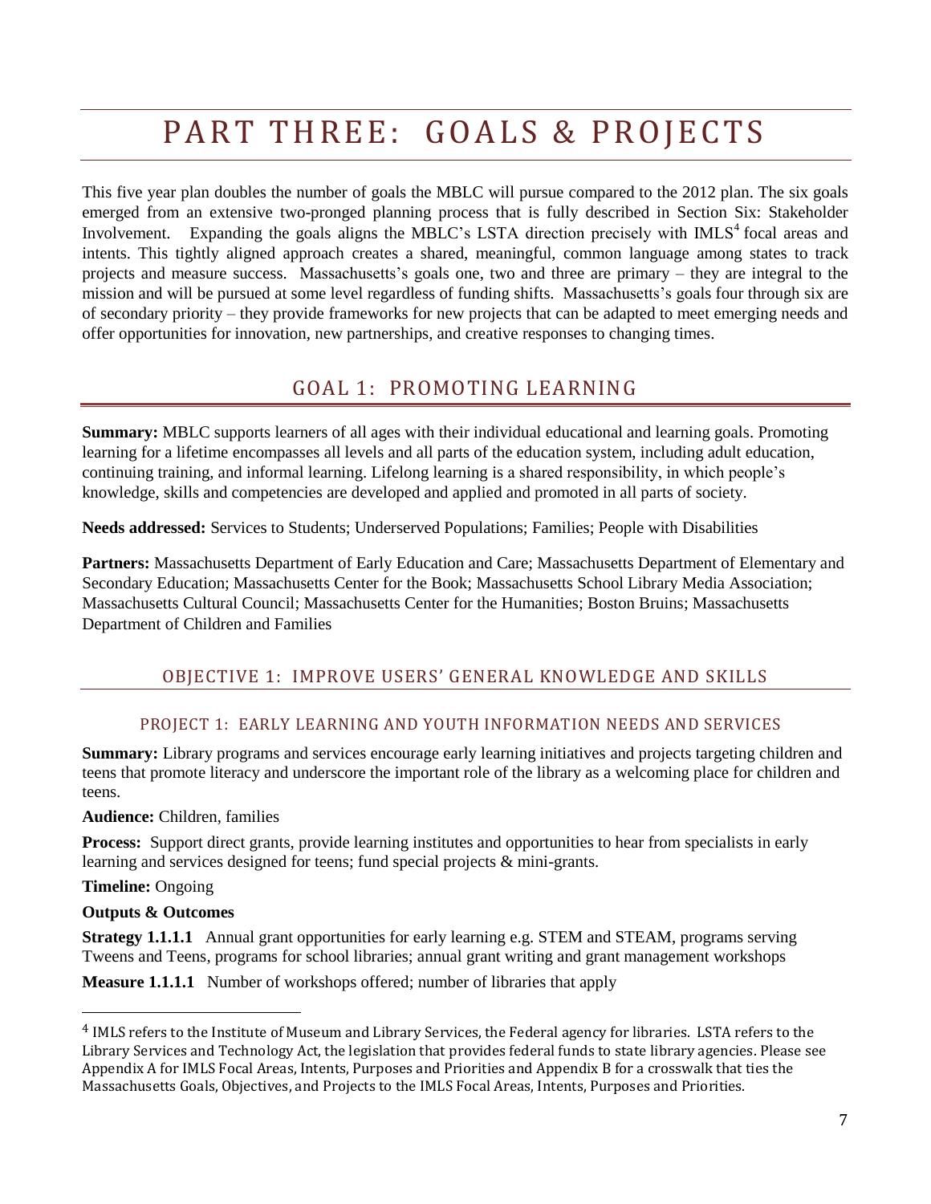# PART THREE: GOALS & PROJECTS

This five year plan doubles the number of goals the MBLC will pursue compared to the 2012 plan. The six goals emerged from an extensive two-pronged planning process that is fully described in Section Six: Stakeholder Involvement. Expanding the goals aligns the MBLC's LSTA direction precisely with IMLS[4] focal areas and intents. This tightly aligned approach creates a shared, meaningful, common language among states to track projects and measure success. Massachusetts's goals one, two and three are primary – they are integral to the mission and will be pursued at some level regardless of funding shifts. Massachusetts's goals four through six are of secondary priority – they provide frameworks for new projects that can be adapted to meet emerging needs and offer opportunities for innovation, new partnerships, and creative responses to changing times.

## GOAL 1: PROMOTING LEARNING

**Summary:** MBLC supports learners of all ages with their individual educational and learning goals. Promoting learning for a lifetime encompasses all levels and all parts of the education system, including adult education, continuing training, and informal learning. Lifelong learning is a shared responsibility, in which people's knowledge, skills and competencies are developed and applied and promoted in all parts of society.

**Needs addressed:** Services to Students; Underserved Populations; Families; People with Disabilities

**Partners:** Massachusetts Department of Early Education and Care; Massachusetts Department of Elementary and Secondary Education; Massachusetts Center for the Book; Massachusetts School Library Media Association; Massachusetts Cultural Council; Massachusetts Center for the Humanities; Boston Bruins; Massachusetts Department of Children and Families

### OBJECTIVE 1: IMPROVE USERS' GENERAL KNOWLEDGE AND SKILLS

#### PROJECT 1: EARLY LEARNING AND YOUTH INFORMATION NEEDS AND SERVICES

**Summary:** Library programs and services encourage early learning initiatives and projects targeting children and teens that promote literacy and underscore the important role of the library as a welcoming place for children and teens.

**Audience:** Children, families

**Process:** Support direct grants, provide learning institutes and opportunities to hear from specialists in early learning and services designed for teens; fund special projects & mini-grants.

**Timeline:** Ongoing

**Outputs & Outcomes**

**Strategy 1.1.1.1** Annual grant opportunities for early learning e.g. STEM and STEAM, programs serving Tweens and Teens, programs for school libraries; annual grant writing and grant management workshops

**Measure 1.1.1.1** Number of workshops offered; number of libraries that apply

[4] IMLS refers to the Institute of Museum and Library Services, the Federal agency for libraries. LSTA refers to the Library Services and Technology Act, the legislation that provides federal funds to state library agencies. Please see Appendix A for IMLS Focal Areas, Intents, Purposes and Priorities and Appendix B for a crosswalk that ties the Massachusetts Goals, Objectives, and Projects to the IMLS Focal Areas, Intents, Purposes and Priorities.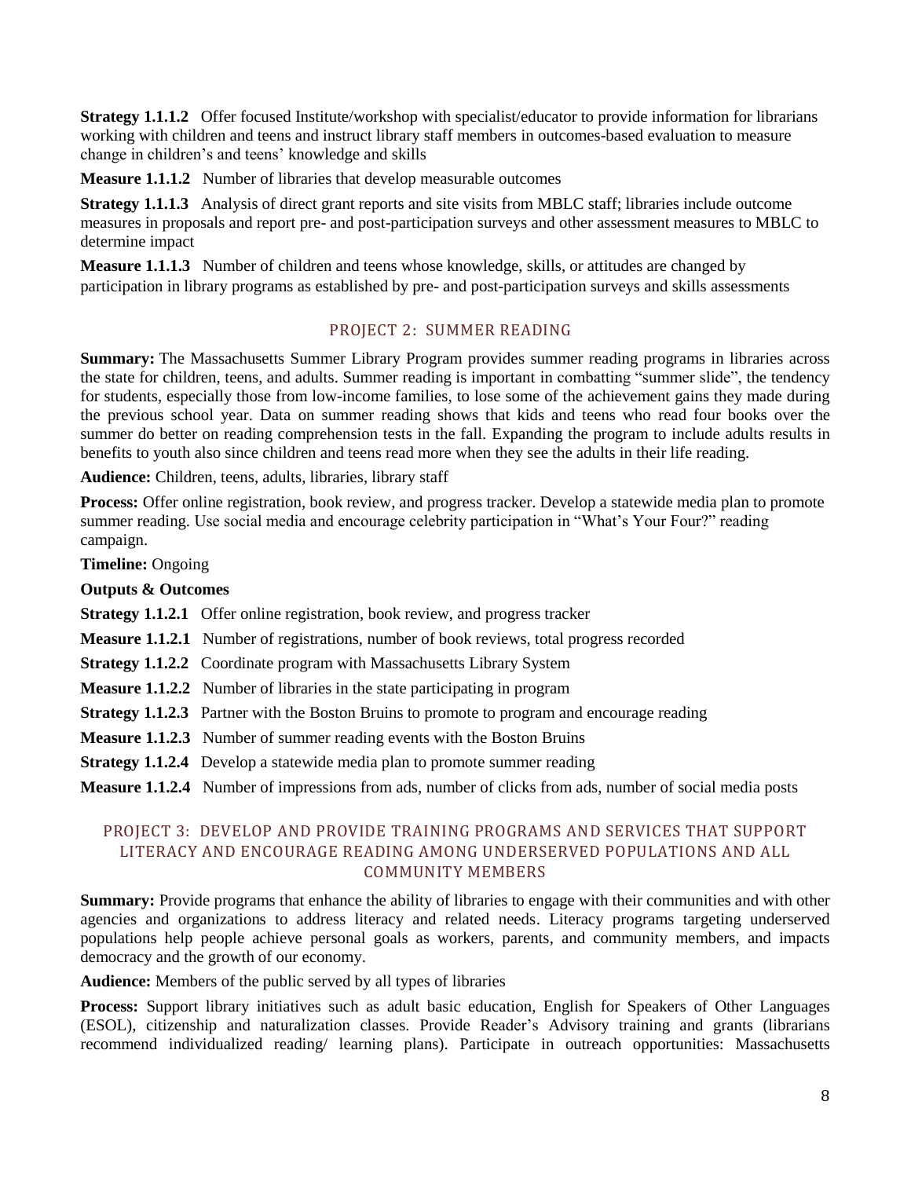**Strategy 1.1.1.2** Offer focused Institute/workshop with specialist/educator to provide information for librarians working with children and teens and instruct library staff members in outcomes-based evaluation to measure change in children's and teens' knowledge and skills

**Measure 1.1.1.2** Number of libraries that develop measurable outcomes

**Strategy 1.1.1.3** Analysis of direct grant reports and site visits from MBLC staff; libraries include outcome measures in proposals and report pre- and post-participation surveys and other assessment measures to MBLC to determine impact

**Measure 1.1.1.3** Number of children and teens whose knowledge, skills, or attitudes are changed by participation in library programs as established by pre- and post-participation surveys and skills assessments

## PROJECT 2: SUMMER READING

**Summary:** The Massachusetts Summer Library Program provides summer reading programs in libraries across the state for children, teens, and adults. Summer reading is important in combatting "summer slide", the tendency for students, especially those from low-income families, to lose some of the achievement gains they made during the previous school year. Data on summer reading shows that kids and teens who read four books over the summer do better on reading comprehension tests in the fall. Expanding the program to include adults results in benefits to youth also since children and teens read more when they see the adults in their life reading.

**Audience:** Children, teens, adults, libraries, library staff

**Process:** Offer online registration, book review, and progress tracker. Develop a statewide media plan to promote summer reading. Use social media and encourage celebrity participation in "What's Your Four?" reading campaign.

**Timeline:** Ongoing

**Outputs & Outcomes**

**Strategy 1.1.2.1** Offer online registration, book review, and progress tracker

**Measure 1.1.2.1** Number of registrations, number of book reviews, total progress recorded

**Strategy 1.1.2.2** Coordinate program with Massachusetts Library System

**Measure 1.1.2.2** Number of libraries in the state participating in program

**Strategy 1.1.2.3** Partner with the Boston Bruins to promote to program and encourage reading

**Measure 1.1.2.3** Number of summer reading events with the Boston Bruins

**Strategy 1.1.2.4** Develop a statewide media plan to promote summer reading

**Measure 1.1.2.4** Number of impressions from ads, number of clicks from ads, number of social media posts

## PROJECT 3: DEVELOP AND PROVIDE TRAINING PROGRAMS AND SERVICES THAT SUPPORT LITERACY AND ENCOURAGE READING AMONG UNDERSERVED POPULATIONS AND ALL COMMUNITY MEMBERS

**Summary:** Provide programs that enhance the ability of libraries to engage with their communities and with other agencies and organizations to address literacy and related needs. Literacy programs targeting underserved populations help people achieve personal goals as workers, parents, and community members, and impacts democracy and the growth of our economy.

**Audience:** Members of the public served by all types of libraries

**Process:** Support library initiatives such as adult basic education, English for Speakers of Other Languages (ESOL), citizenship and naturalization classes. Provide Reader's Advisory training and grants (librarians recommend individualized reading/ learning plans). Participate in outreach opportunities: Massachusetts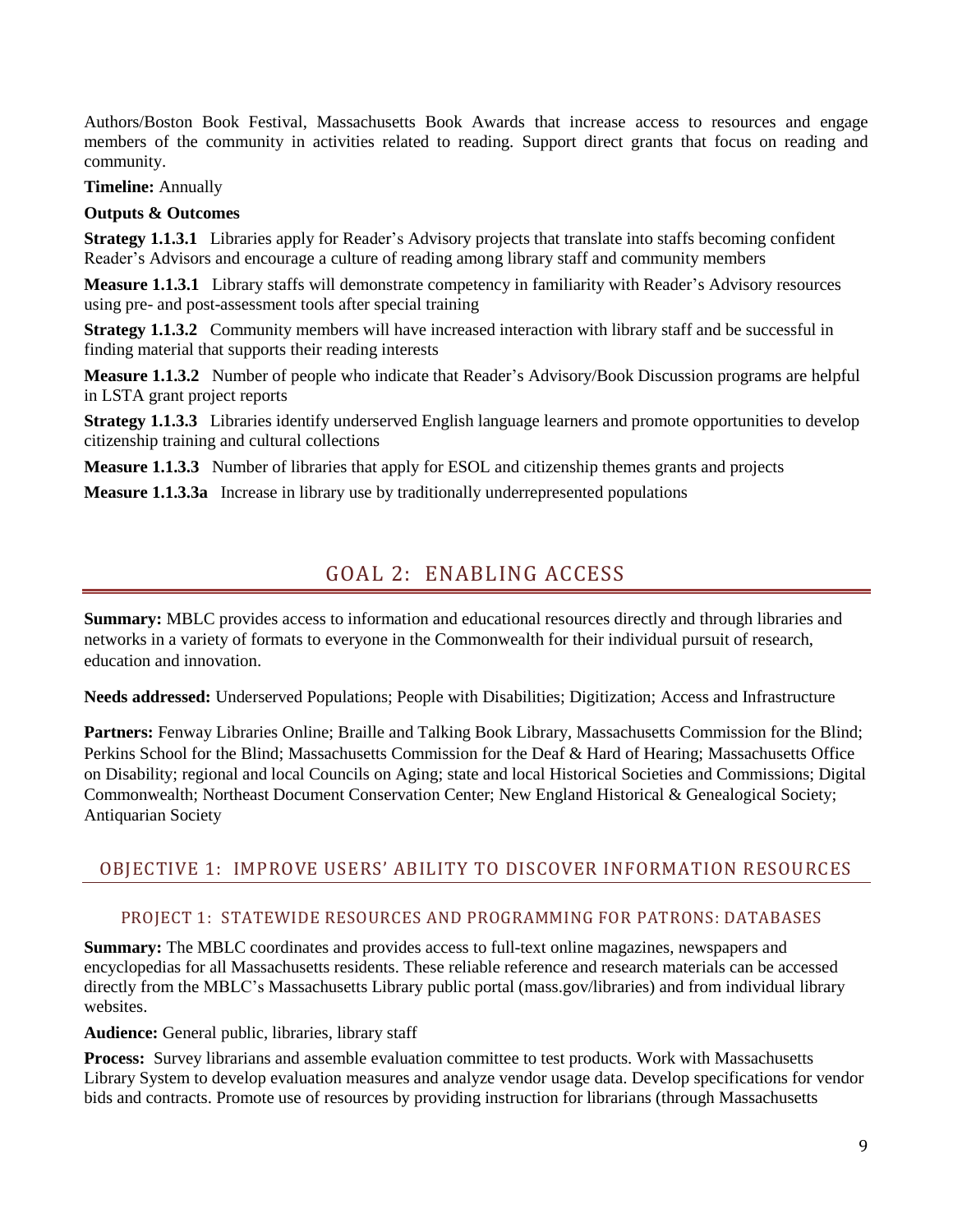Authors/Boston Book Festival, Massachusetts Book Awards that increase access to resources and engage members of the community in activities related to reading. Support direct grants that focus on reading and community.

**Timeline:** Annually

**Outputs & Outcomes**

**Strategy 1.1.3.1** Libraries apply for Reader's Advisory projects that translate into staffs becoming confident Reader's Advisors and encourage a culture of reading among library staff and community members

**Measure 1.1.3.1** Library staffs will demonstrate competency in familiarity with Reader's Advisory resources using pre- and post-assessment tools after special training

**Strategy 1.1.3.2** Community members will have increased interaction with library staff and be successful in finding material that supports their reading interests

**Measure 1.1.3.2** Number of people who indicate that Reader's Advisory/Book Discussion programs are helpful in LSTA grant project reports

**Strategy 1.1.3.3** Libraries identify underserved English language learners and promote opportunities to develop citizenship training and cultural collections

**Measure 1.1.3.3** Number of libraries that apply for ESOL and citizenship themes grants and projects

**Measure 1.1.3.3a** Increase in library use by traditionally underrepresented populations

# GOAL 2: ENABLING ACCESS

**Summary:** MBLC provides access to information and educational resources directly and through libraries and networks in a variety of formats to everyone in the Commonwealth for their individual pursuit of research, education and innovation.

**Needs addressed:** Underserved Populations; People with Disabilities; Digitization; Access and Infrastructure

**Partners:** Fenway Libraries Online; Braille and Talking Book Library, Massachusetts Commission for the Blind; Perkins School for the Blind; Massachusetts Commission for the Deaf & Hard of Hearing; Massachusetts Office on Disability; regional and local Councils on Aging; state and local Historical Societies and Commissions; Digital Commonwealth; Northeast Document Conservation Center; New England Historical & Genealogical Society; Antiquarian Society

## OBJECTIVE 1: IMPROVE USERS' ABILITY TO DISCOVER INFORMATION RESOURCES

### PROJECT 1: STATEWIDE RESOURCES AND PROGRAMMING FOR PATRONS: DATABASES

**Summary:** The MBLC coordinates and provides access to full-text online magazines, newspapers and encyclopedias for all Massachusetts residents. These reliable reference and research materials can be accessed directly from the MBLC's Massachusetts Library public portal (mass.gov/libraries) and from individual library websites.

**Audience:** General public, libraries, library staff

**Process:** Survey librarians and assemble evaluation committee to test products. Work with Massachusetts Library System to develop evaluation measures and analyze vendor usage data. Develop specifications for vendor bids and contracts. Promote use of resources by providing instruction for librarians (through Massachusetts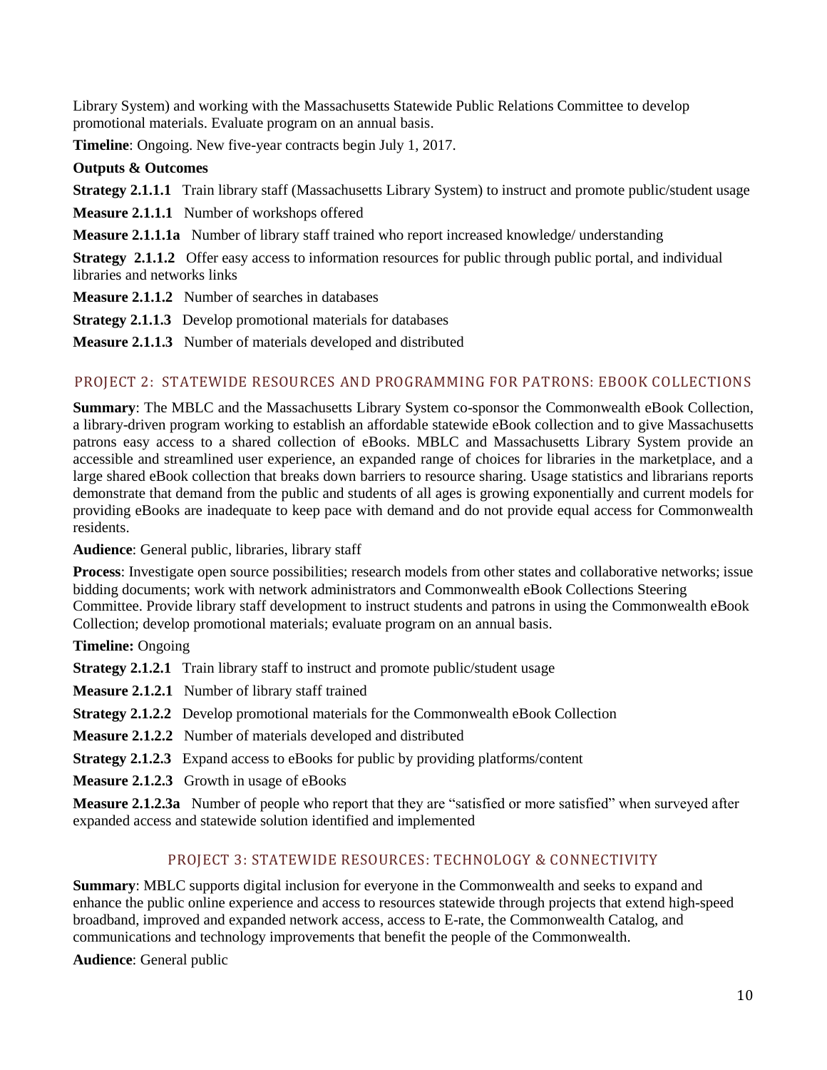Library System) and working with the Massachusetts Statewide Public Relations Committee to develop promotional materials. Evaluate program on an annual basis.

**Timeline**: Ongoing. New five-year contracts begin July 1, 2017.

**Outputs & Outcomes**

**Strategy 2.1.1.1** Train library staff (Massachusetts Library System) to instruct and promote public/student usage

**Measure 2.1.1.1** Number of workshops offered

**Measure 2.1.1.1a** Number of library staff trained who report increased knowledge/ understanding

**Strategy 2.1.1.2** Offer easy access to information resources for public through public portal, and individual libraries and networks links

**Measure 2.1.1.2** Number of searches in databases

**Strategy 2.1.1.3** Develop promotional materials for databases

**Measure 2.1.1.3** Number of materials developed and distributed

## PROJECT 2: STATEWIDE RESOURCES AND PROGRAMMING FOR PATRONS: EBOOK COLLECTIONS

**Summary**: The MBLC and the Massachusetts Library System co-sponsor the Commonwealth eBook Collection, a library-driven program working to establish an affordable statewide eBook collection and to give Massachusetts patrons easy access to a shared collection of eBooks. MBLC and Massachusetts Library System provide an accessible and streamlined user experience, an expanded range of choices for libraries in the marketplace, and a large shared eBook collection that breaks down barriers to resource sharing. Usage statistics and librarians reports demonstrate that demand from the public and students of all ages is growing exponentially and current models for providing eBooks are inadequate to keep pace with demand and do not provide equal access for Commonwealth residents.

**Audience**: General public, libraries, library staff

**Process**: Investigate open source possibilities; research models from other states and collaborative networks; issue bidding documents; work with network administrators and Commonwealth eBook Collections Steering Committee. Provide library staff development to instruct students and patrons in using the Commonwealth eBook Collection; develop promotional materials; evaluate program on an annual basis.

**Timeline:** Ongoing

**Strategy 2.1.2.1** Train library staff to instruct and promote public/student usage

**Measure 2.1.2.1** Number of library staff trained

**Strategy 2.1.2.2** Develop promotional materials for the Commonwealth eBook Collection

**Measure 2.1.2.2** Number of materials developed and distributed

**Strategy 2.1.2.3** Expand access to eBooks for public by providing platforms/content

**Measure 2.1.2.3** Growth in usage of eBooks

**Measure 2.1.2.3a** Number of people who report that they are "satisfied or more satisfied" when surveyed after expanded access and statewide solution identified and implemented

## PROJECT 3: STATEWIDE RESOURCES: TECHNOLOGY & CONNECTIVITY

**Summary**: MBLC supports digital inclusion for everyone in the Commonwealth and seeks to expand and enhance the public online experience and access to resources statewide through projects that extend high-speed broadband, improved and expanded network access, access to E-rate, the Commonwealth Catalog, and communications and technology improvements that benefit the people of the Commonwealth.

**Audience**: General public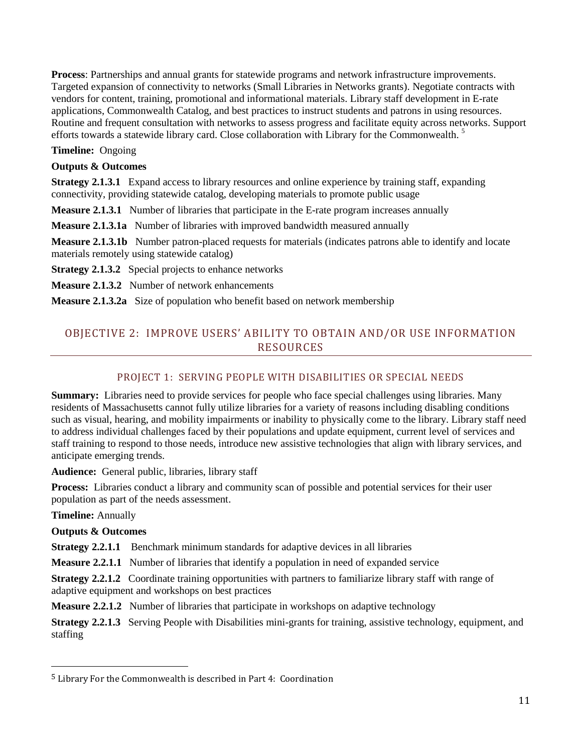**Process**: Partnerships and annual grants for statewide programs and network infrastructure improvements. Targeted expansion of connectivity to networks (Small Libraries in Networks grants). Negotiate contracts with vendors for content, training, promotional and informational materials. Library staff development in E-rate applications, Commonwealth Catalog, and best practices to instruct students and patrons in using resources. Routine and frequent consultation with networks to assess progress and facilitate equity across networks. Support efforts towards a statewide library card. Close collaboration with Library for the Commonwealth. [5]

**Timeline:** Ongoing

**Outputs & Outcomes**

**Strategy 2.1.3.1** Expand access to library resources and online experience by training staff, expanding connectivity, providing statewide catalog, developing materials to promote public usage

**Measure 2.1.3.1** Number of libraries that participate in the E-rate program increases annually

**Measure 2.1.3.1a** Number of libraries with improved bandwidth measured annually

**Measure 2.1.3.1b** Number patron-placed requests for materials (indicates patrons able to identify and locate materials remotely using statewide catalog)

**Strategy 2.1.3.2** Special projects to enhance networks

**Measure 2.1.3.2** Number of network enhancements

**Measure 2.1.3.2a** Size of population who benefit based on network membership

## OBJECTIVE 2: IMPROVE USERS' ABILITY TO OBTAIN AND/OR USE INFORMATION RESOURCES

### PROJECT 1: SERVING PEOPLE WITH DISABILITIES OR SPECIAL NEEDS

**Summary:** Libraries need to provide services for people who face special challenges using libraries. Many residents of Massachusetts cannot fully utilize libraries for a variety of reasons including disabling conditions such as visual, hearing, and mobility impairments or inability to physically come to the library. Library staff need to address individual challenges faced by their populations and update equipment, current level of services and staff training to respond to those needs, introduce new assistive technologies that align with library services, and anticipate emerging trends.

**Audience:** General public, libraries, library staff

**Process:** Libraries conduct a library and community scan of possible and potential services for their user population as part of the needs assessment.

**Timeline:** Annually

**Outputs & Outcomes**

**Strategy 2.2.1.1** Benchmark minimum standards for adaptive devices in all libraries

**Measure 2.2.1.1** Number of libraries that identify a population in need of expanded service

**Strategy 2.2.1.2** Coordinate training opportunities with partners to familiarize library staff with range of adaptive equipment and workshops on best practices

**Measure 2.2.1.2** Number of libraries that participate in workshops on adaptive technology

**Strategy 2.2.1.3** Serving People with Disabilities mini-grants for training, assistive technology, equipment, and staffing

---

[5] Library For the Commonwealth is described in Part 4: Coordination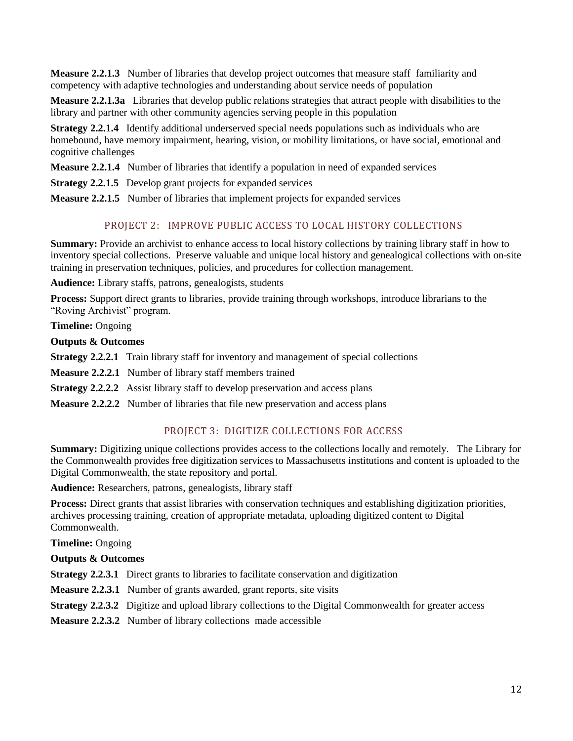**Measure 2.2.1.3** Number of libraries that develop project outcomes that measure staff familiarity and competency with adaptive technologies and understanding about service needs of population

**Measure 2.2.1.3a** Libraries that develop public relations strategies that attract people with disabilities to the library and partner with other community agencies serving people in this population

**Strategy 2.2.1.4** Identify additional underserved special needs populations such as individuals who are homebound, have memory impairment, hearing, vision, or mobility limitations, or have social, emotional and cognitive challenges

**Measure 2.2.1.4** Number of libraries that identify a population in need of expanded services

**Strategy 2.2.1.5** Develop grant projects for expanded services

**Measure 2.2.1.5** Number of libraries that implement projects for expanded services

## PROJECT 2: IMPROVE PUBLIC ACCESS TO LOCAL HISTORY COLLECTIONS

**Summary:** Provide an archivist to enhance access to local history collections by training library staff in how to inventory special collections. Preserve valuable and unique local history and genealogical collections with on-site training in preservation techniques, policies, and procedures for collection management.

**Audience:** Library staffs, patrons, genealogists, students

**Process:** Support direct grants to libraries, provide training through workshops, introduce librarians to the "Roving Archivist" program.

**Timeline:** Ongoing

**Outputs & Outcomes**

**Strategy 2.2.2.1** Train library staff for inventory and management of special collections

**Measure 2.2.2.1** Number of library staff members trained

**Strategy 2.2.2.2** Assist library staff to develop preservation and access plans

**Measure 2.2.2.2** Number of libraries that file new preservation and access plans

## PROJECT 3: DIGITIZE COLLECTIONS FOR ACCESS

**Summary:** Digitizing unique collections provides access to the collections locally and remotely. The Library for the Commonwealth provides free digitization services to Massachusetts institutions and content is uploaded to the Digital Commonwealth, the state repository and portal.

**Audience:** Researchers, patrons, genealogists, library staff

**Process:** Direct grants that assist libraries with conservation techniques and establishing digitization priorities, archives processing training, creation of appropriate metadata, uploading digitized content to Digital Commonwealth.

**Timeline:** Ongoing

**Outputs & Outcomes**

**Strategy 2.2.3.1** Direct grants to libraries to facilitate conservation and digitization

**Measure 2.2.3.1** Number of grants awarded, grant reports, site visits

**Strategy 2.2.3.2** Digitize and upload library collections to the Digital Commonwealth for greater access

**Measure 2.2.3.2** Number of library collections made accessible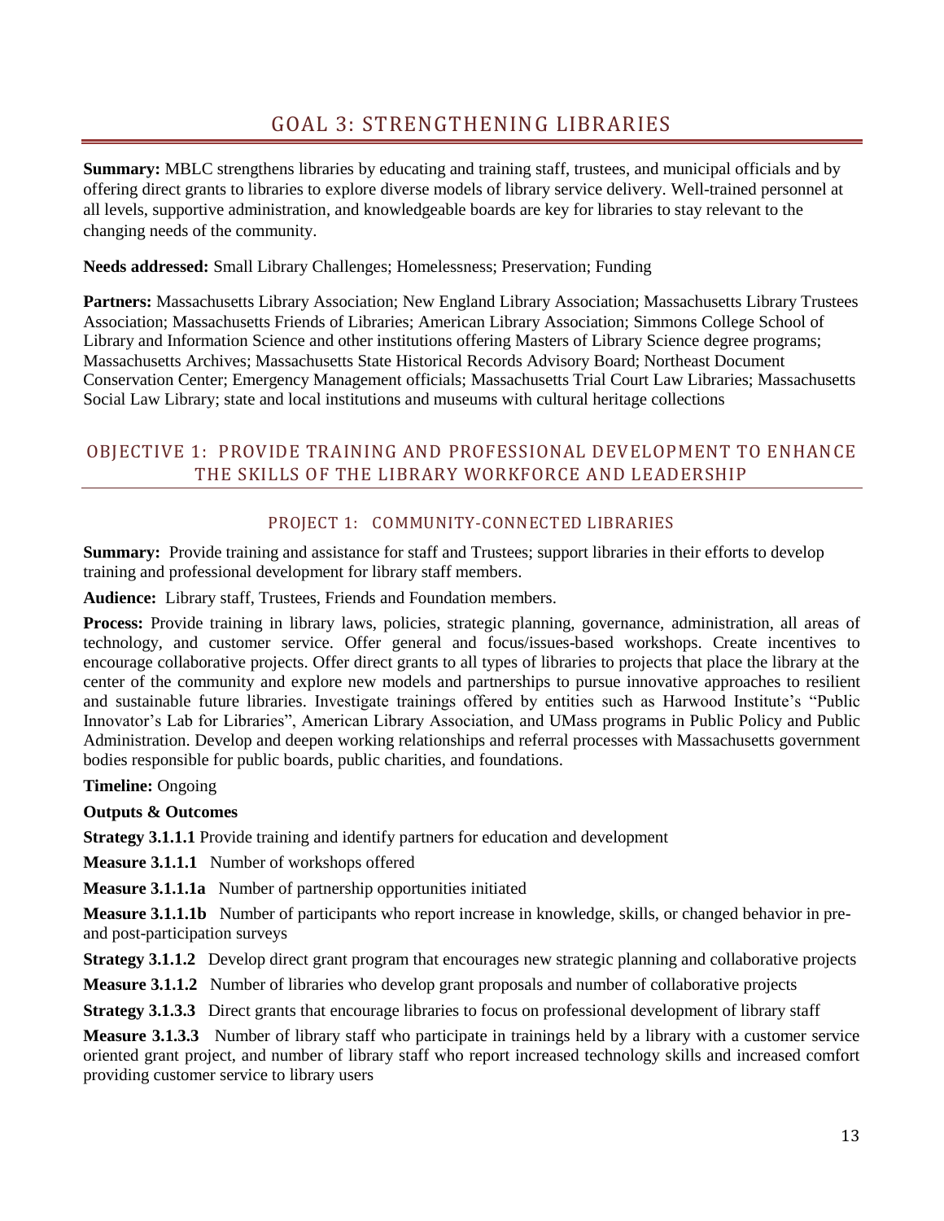# GOAL 3: STRENGTHENING LIBRARIES

**Summary:** MBLC strengthens libraries by educating and training staff, trustees, and municipal officials and by offering direct grants to libraries to explore diverse models of library service delivery. Well-trained personnel at all levels, supportive administration, and knowledgeable boards are key for libraries to stay relevant to the changing needs of the community.

**Needs addressed:** Small Library Challenges; Homelessness; Preservation; Funding

**Partners:** Massachusetts Library Association; New England Library Association; Massachusetts Library Trustees Association; Massachusetts Friends of Libraries; American Library Association; Simmons College School of Library and Information Science and other institutions offering Masters of Library Science degree programs; Massachusetts Archives; Massachusetts State Historical Records Advisory Board; Northeast Document Conservation Center; Emergency Management officials; Massachusetts Trial Court Law Libraries; Massachusetts Social Law Library; state and local institutions and museums with cultural heritage collections

## OBJECTIVE 1: PROVIDE TRAINING AND PROFESSIONAL DEVELOPMENT TO ENHANCE THE SKILLS OF THE LIBRARY WORKFORCE AND LEADERSHIP

### PROJECT 1: COMMUNITY-CONNECTED LIBRARIES

**Summary:** Provide training and assistance for staff and Trustees; support libraries in their efforts to develop training and professional development for library staff members.

**Audience:** Library staff, Trustees, Friends and Foundation members.

**Process:** Provide training in library laws, policies, strategic planning, governance, administration, all areas of technology, and customer service. Offer general and focus/issues-based workshops. Create incentives to encourage collaborative projects. Offer direct grants to all types of libraries to projects that place the library at the center of the community and explore new models and partnerships to pursue innovative approaches to resilient and sustainable future libraries. Investigate trainings offered by entities such as Harwood Institute's "Public Innovator's Lab for Libraries", American Library Association, and UMass programs in Public Policy and Public Administration. Develop and deepen working relationships and referral processes with Massachusetts government bodies responsible for public boards, public charities, and foundations.

**Timeline:** Ongoing

**Outputs & Outcomes**

**Strategy 3.1.1.1** Provide training and identify partners for education and development

**Measure 3.1.1.1** Number of workshops offered

**Measure 3.1.1.1a** Number of partnership opportunities initiated

**Measure 3.1.1.1b** Number of participants who report increase in knowledge, skills, or changed behavior in pre- and post-participation surveys

**Strategy 3.1.1.2** Develop direct grant program that encourages new strategic planning and collaborative projects

**Measure 3.1.1.2** Number of libraries who develop grant proposals and number of collaborative projects

**Strategy 3.1.3.3** Direct grants that encourage libraries to focus on professional development of library staff

**Measure 3.1.3.3** Number of library staff who participate in trainings held by a library with a customer service oriented grant project, and number of library staff who report increased technology skills and increased comfort providing customer service to library users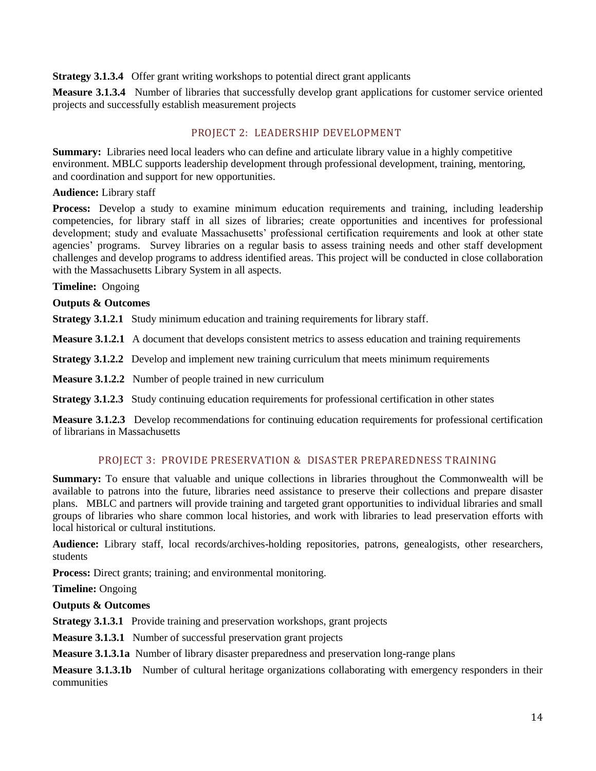**Strategy 3.1.3.4** Offer grant writing workshops to potential direct grant applicants

**Measure 3.1.3.4** Number of libraries that successfully develop grant applications for customer service oriented projects and successfully establish measurement projects

## PROJECT 2: LEADERSHIP DEVELOPMENT

**Summary:** Libraries need local leaders who can define and articulate library value in a highly competitive environment. MBLC supports leadership development through professional development, training, mentoring, and coordination and support for new opportunities.

**Audience:** Library staff

**Process:** Develop a study to examine minimum education requirements and training, including leadership competencies, for library staff in all sizes of libraries; create opportunities and incentives for professional development; study and evaluate Massachusetts' professional certification requirements and look at other state agencies' programs. Survey libraries on a regular basis to assess training needs and other staff development challenges and develop programs to address identified areas. This project will be conducted in close collaboration with the Massachusetts Library System in all aspects.

**Timeline:** Ongoing

**Outputs & Outcomes**

**Strategy 3.1.2.1** Study minimum education and training requirements for library staff.

**Measure 3.1.2.1** A document that develops consistent metrics to assess education and training requirements

**Strategy 3.1.2.2** Develop and implement new training curriculum that meets minimum requirements

**Measure 3.1.2.2** Number of people trained in new curriculum

**Strategy 3.1.2.3** Study continuing education requirements for professional certification in other states

**Measure 3.1.2.3** Develop recommendations for continuing education requirements for professional certification of librarians in Massachusetts

## PROJECT 3: PROVIDE PRESERVATION & DISASTER PREPAREDNESS TRAINING

**Summary:** To ensure that valuable and unique collections in libraries throughout the Commonwealth will be available to patrons into the future, libraries need assistance to preserve their collections and prepare disaster plans. MBLC and partners will provide training and targeted grant opportunities to individual libraries and small groups of libraries who share common local histories, and work with libraries to lead preservation efforts with local historical or cultural institutions.

**Audience:** Library staff, local records/archives-holding repositories, patrons, genealogists, other researchers, students

**Process:** Direct grants; training; and environmental monitoring.

**Timeline:** Ongoing

**Outputs & Outcomes**

**Strategy 3.1.3.1** Provide training and preservation workshops, grant projects

**Measure 3.1.3.1** Number of successful preservation grant projects

**Measure 3.1.3.1a** Number of library disaster preparedness and preservation long-range plans

**Measure 3.1.3.1b** Number of cultural heritage organizations collaborating with emergency responders in their communities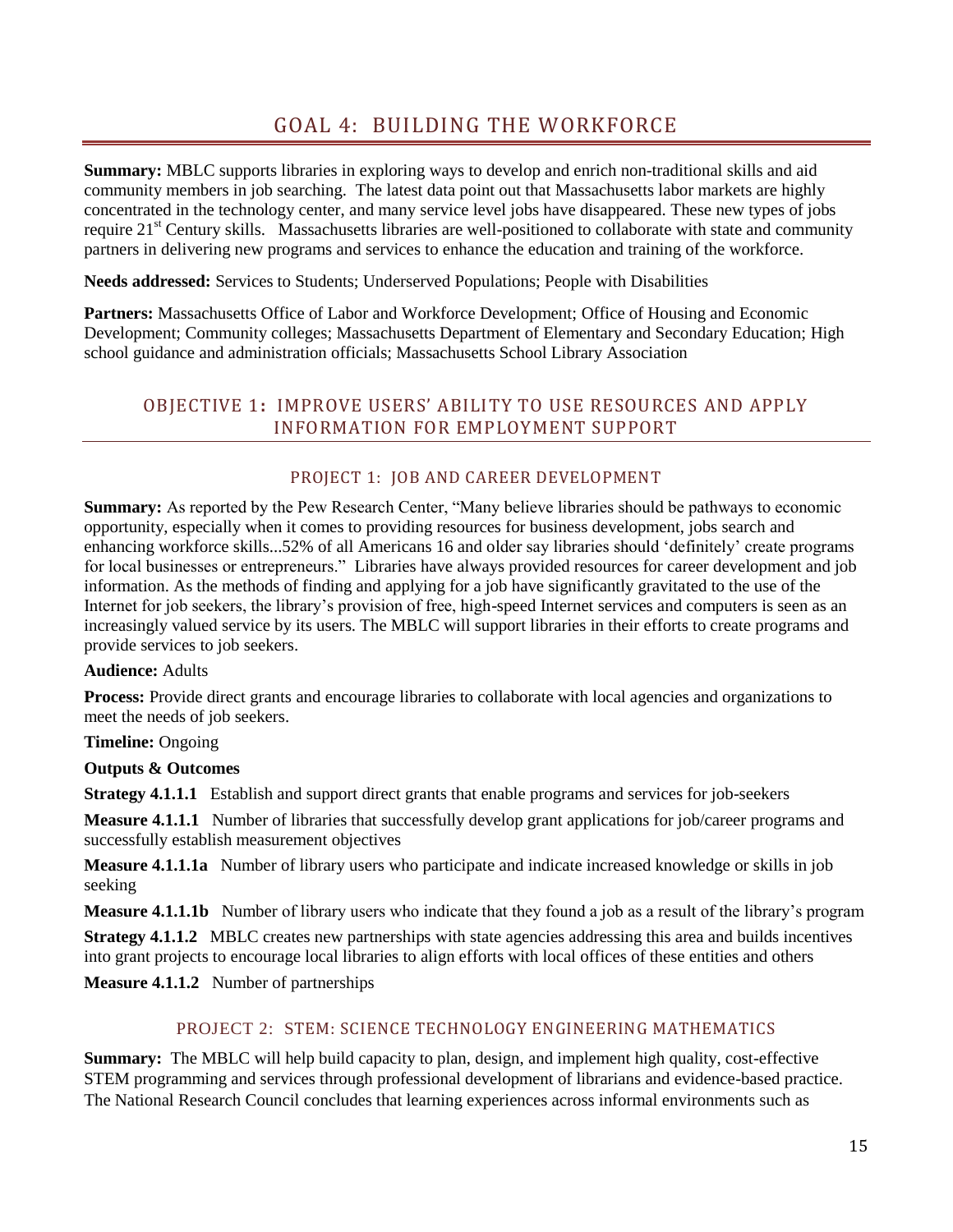# GOAL 4: BUILDING THE WORKFORCE

**Summary:** MBLC supports libraries in exploring ways to develop and enrich non-traditional skills and aid community members in job searching. The latest data point out that Massachusetts labor markets are highly concentrated in the technology center, and many service level jobs have disappeared. These new types of jobs require 21st Century skills. Massachusetts libraries are well-positioned to collaborate with state and community partners in delivering new programs and services to enhance the education and training of the workforce.

**Needs addressed:** Services to Students; Underserved Populations; People with Disabilities

**Partners:** Massachusetts Office of Labor and Workforce Development; Office of Housing and Economic Development; Community colleges; Massachusetts Department of Elementary and Secondary Education; High school guidance and administration officials; Massachusetts School Library Association

## OBJECTIVE 1: IMPROVE USERS' ABILITY TO USE RESOURCES AND APPLY INFORMATION FOR EMPLOYMENT SUPPORT

### PROJECT 1: JOB AND CAREER DEVELOPMENT

**Summary:** As reported by the Pew Research Center, "Many believe libraries should be pathways to economic opportunity, especially when it comes to providing resources for business development, jobs search and enhancing workforce skills...52% of all Americans 16 and older say libraries should 'definitely' create programs for local businesses or entrepreneurs." Libraries have always provided resources for career development and job information. As the methods of finding and applying for a job have significantly gravitated to the use of the Internet for job seekers, the library's provision of free, high-speed Internet services and computers is seen as an increasingly valued service by its users. The MBLC will support libraries in their efforts to create programs and provide services to job seekers.

**Audience:** Adults

**Process:** Provide direct grants and encourage libraries to collaborate with local agencies and organizations to meet the needs of job seekers.

**Timeline:** Ongoing

**Outputs & Outcomes**

**Strategy 4.1.1.1** Establish and support direct grants that enable programs and services for job-seekers

**Measure 4.1.1.1** Number of libraries that successfully develop grant applications for job/career programs and successfully establish measurement objectives

**Measure 4.1.1.1a** Number of library users who participate and indicate increased knowledge or skills in job seeking

**Measure 4.1.1.1b** Number of library users who indicate that they found a job as a result of the library's program

**Strategy 4.1.1.2** MBLC creates new partnerships with state agencies addressing this area and builds incentives into grant projects to encourage local libraries to align efforts with local offices of these entities and others

**Measure 4.1.1.2** Number of partnerships

### PROJECT 2: STEM: SCIENCE TECHNOLOGY ENGINEERING MATHEMATICS

**Summary:** The MBLC will help build capacity to plan, design, and implement high quality, cost-effective STEM programming and services through professional development of librarians and evidence-based practice. The National Research Council concludes that learning experiences across informal environments such as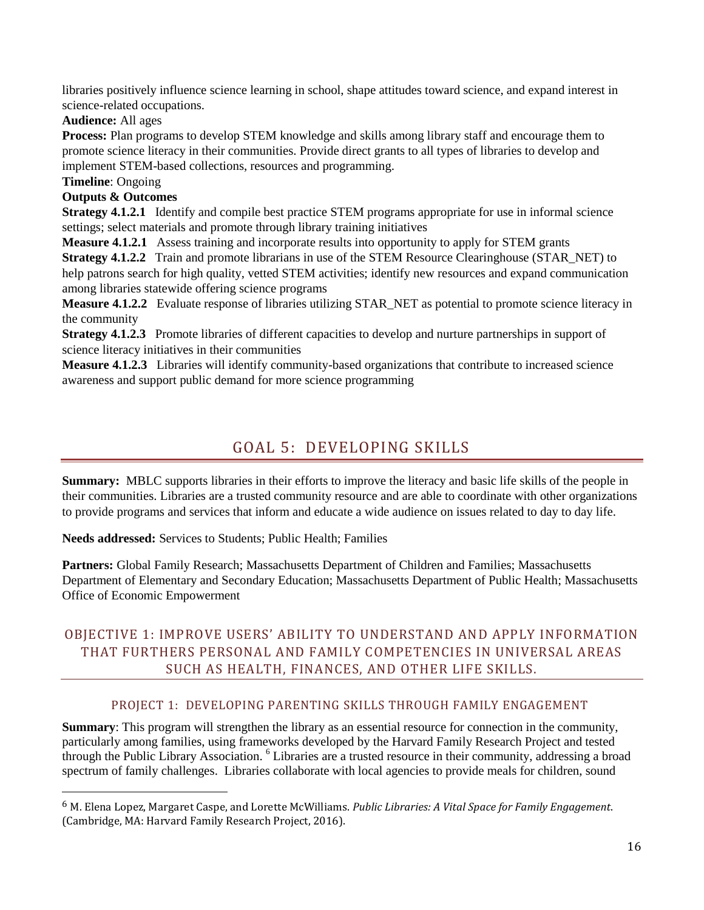libraries positively influence science learning in school, shape attitudes toward science, and expand interest in science-related occupations.

**Audience:** All ages

**Process:** Plan programs to develop STEM knowledge and skills among library staff and encourage them to promote science literacy in their communities. Provide direct grants to all types of libraries to develop and implement STEM-based collections, resources and programming.

**Timeline**: Ongoing

**Outputs & Outcomes**

**Strategy 4.1.2.1** Identify and compile best practice STEM programs appropriate for use in informal science settings; select materials and promote through library training initiatives

**Measure 4.1.2.1** Assess training and incorporate results into opportunity to apply for STEM grants

**Strategy 4.1.2.2** Train and promote librarians in use of the STEM Resource Clearinghouse (STAR_NET) to help patrons search for high quality, vetted STEM activities; identify new resources and expand communication among libraries statewide offering science programs

**Measure 4.1.2.2** Evaluate response of libraries utilizing STAR_NET as potential to promote science literacy in the community

**Strategy 4.1.2.3** Promote libraries of different capacities to develop and nurture partnerships in support of science literacy initiatives in their communities

**Measure 4.1.2.3** Libraries will identify community-based organizations that contribute to increased science awareness and support public demand for more science programming

# GOAL 5: DEVELOPING SKILLS

**Summary:** MBLC supports libraries in their efforts to improve the literacy and basic life skills of the people in their communities. Libraries are a trusted community resource and are able to coordinate with other organizations to provide programs and services that inform and educate a wide audience on issues related to day to day life.

**Needs addressed:** Services to Students; Public Health; Families

**Partners:** Global Family Research; Massachusetts Department of Children and Families; Massachusetts Department of Elementary and Secondary Education; Massachusetts Department of Public Health; Massachusetts Office of Economic Empowerment

## OBJECTIVE 1: IMPROVE USERS' ABILITY TO UNDERSTAND AND APPLY INFORMATION THAT FURTHERS PERSONAL AND FAMILY COMPETENCIES IN UNIVERSAL AREAS SUCH AS HEALTH, FINANCES, AND OTHER LIFE SKILLS.

### PROJECT 1: DEVELOPING PARENTING SKILLS THROUGH FAMILY ENGAGEMENT

**Summary**: This program will strengthen the library as an essential resource for connection in the community, particularly among families, using frameworks developed by the Harvard Family Research Project and tested through the Public Library Association. [6] Libraries are a trusted resource in their community, addressing a broad spectrum of family challenges. Libraries collaborate with local agencies to provide meals for children, sound

[6] M. Elena Lopez, Margaret Caspe, and Lorette McWilliams. *Public Libraries: A Vital Space for Family Engagement*. (Cambridge, MA: Harvard Family Research Project, 2016).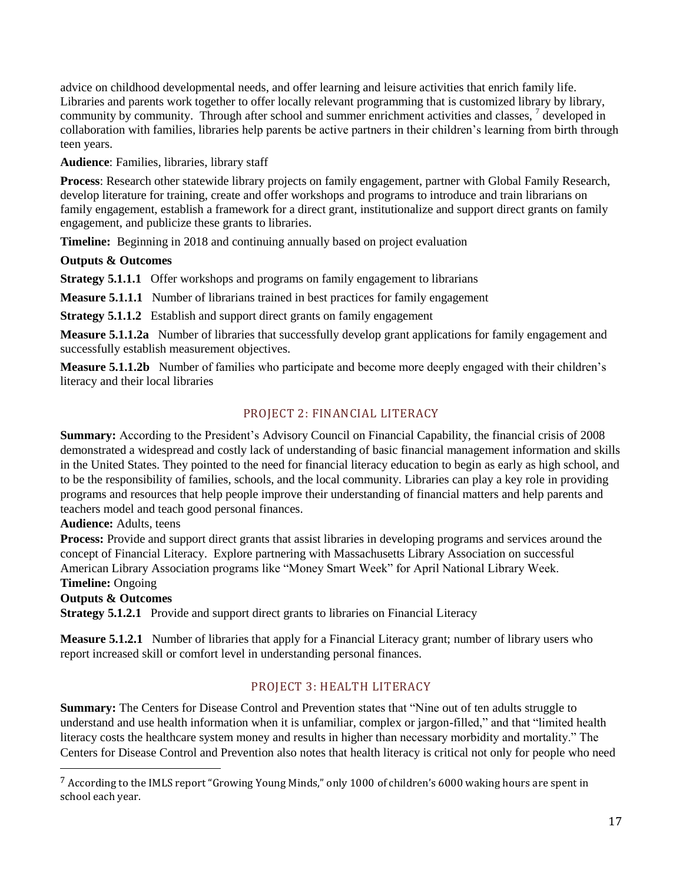advice on childhood developmental needs, and offer learning and leisure activities that enrich family life. Libraries and parents work together to offer locally relevant programming that is customized library by library, community by community. Through after school and summer enrichment activities and classes, [7] developed in collaboration with families, libraries help parents be active partners in their children's learning from birth through teen years.

**Audience**: Families, libraries, library staff

**Process**: Research other statewide library projects on family engagement, partner with Global Family Research, develop literature for training, create and offer workshops and programs to introduce and train librarians on family engagement, establish a framework for a direct grant, institutionalize and support direct grants on family engagement, and publicize these grants to libraries.

**Timeline:** Beginning in 2018 and continuing annually based on project evaluation

**Outputs & Outcomes**

**Strategy 5.1.1.1** Offer workshops and programs on family engagement to librarians

**Measure 5.1.1.1** Number of librarians trained in best practices for family engagement

**Strategy 5.1.1.2** Establish and support direct grants on family engagement

**Measure 5.1.1.2a** Number of libraries that successfully develop grant applications for family engagement and successfully establish measurement objectives.

**Measure 5.1.1.2b** Number of families who participate and become more deeply engaged with their children's literacy and their local libraries

### PROJECT 2: FINANCIAL LITERACY

**Summary:** According to the President's Advisory Council on Financial Capability, the financial crisis of 2008 demonstrated a widespread and costly lack of understanding of basic financial management information and skills in the United States. They pointed to the need for financial literacy education to begin as early as high school, and to be the responsibility of families, schools, and the local community. Libraries can play a key role in providing programs and resources that help people improve their understanding of financial matters and help parents and teachers model and teach good personal finances.

**Audience:** Adults, teens

**Process:** Provide and support direct grants that assist libraries in developing programs and services around the concept of Financial Literacy. Explore partnering with Massachusetts Library Association on successful American Library Association programs like "Money Smart Week" for April National Library Week.

**Timeline:** Ongoing

**Outputs & Outcomes**

**Strategy 5.1.2.1** Provide and support direct grants to libraries on Financial Literacy

**Measure 5.1.2.1** Number of libraries that apply for a Financial Literacy grant; number of library users who report increased skill or comfort level in understanding personal finances.

### PROJECT 3: HEALTH LITERACY

**Summary:** The Centers for Disease Control and Prevention states that "Nine out of ten adults struggle to understand and use health information when it is unfamiliar, complex or jargon-filled," and that "limited health literacy costs the healthcare system money and results in higher than necessary morbidity and mortality." The Centers for Disease Control and Prevention also notes that health literacy is critical not only for people who need

---

[7] According to the IMLS report "Growing Young Minds," only 1000 of children's 6000 waking hours are spent in school each year.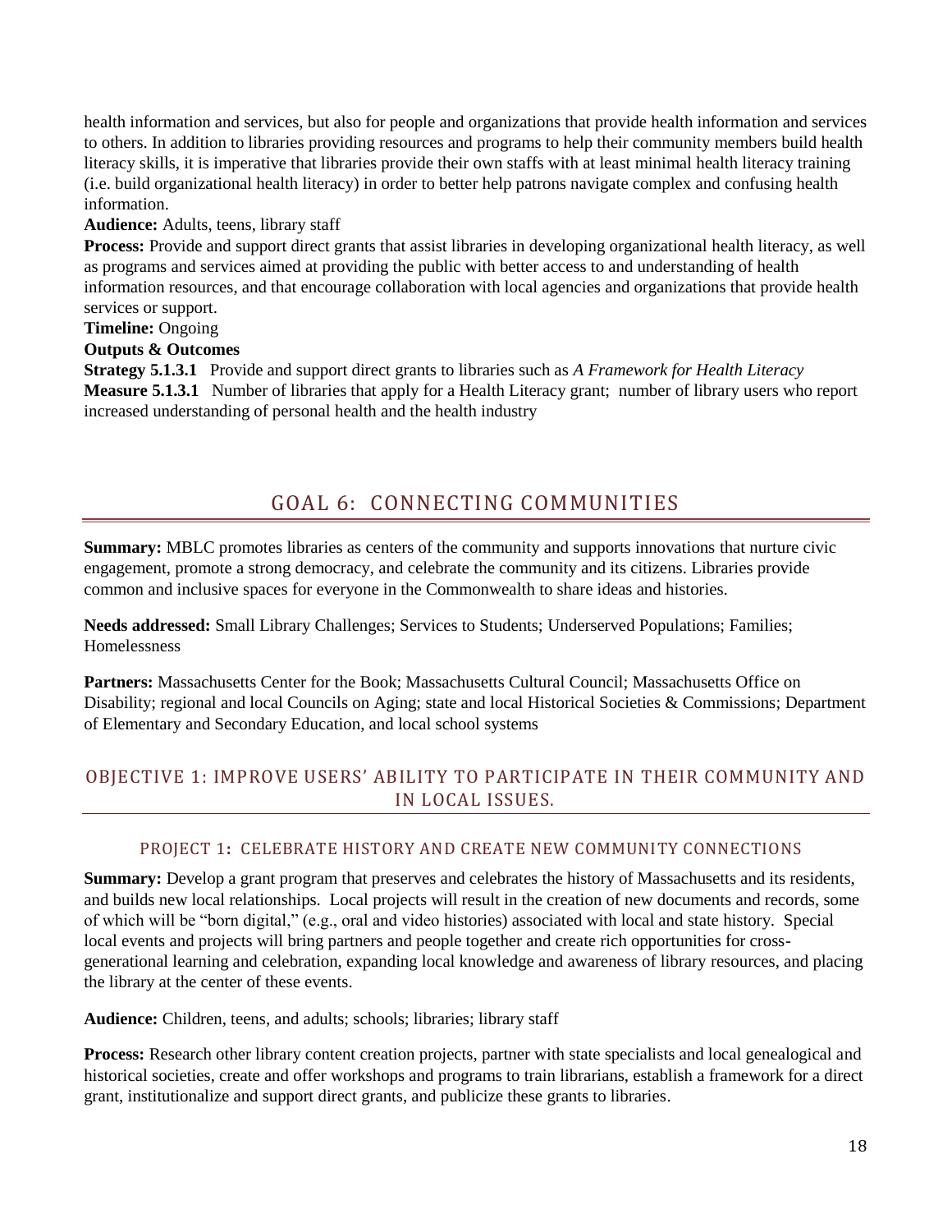health information and services, but also for people and organizations that provide health information and services to others. In addition to libraries providing resources and programs to help their community members build health literacy skills, it is imperative that libraries provide their own staffs with at least minimal health literacy training (i.e. build organizational health literacy) in order to better help patrons navigate complex and confusing health information.

**Audience:** Adults, teens, library staff

**Process:** Provide and support direct grants that assist libraries in developing organizational health literacy, as well as programs and services aimed at providing the public with better access to and understanding of health information resources, and that encourage collaboration with local agencies and organizations that provide health services or support.

**Timeline:** Ongoing

**Outputs & Outcomes**

**Strategy 5.1.3.1** Provide and support direct grants to libraries such as *A Framework for Health Literacy*

**Measure 5.1.3.1** Number of libraries that apply for a Health Literacy grant; number of library users who report increased understanding of personal health and the health industry

## GOAL 6: CONNECTING COMMUNITIES

**Summary:** MBLC promotes libraries as centers of the community and supports innovations that nurture civic engagement, promote a strong democracy, and celebrate the community and its citizens. Libraries provide common and inclusive spaces for everyone in the Commonwealth to share ideas and histories.

**Needs addressed:** Small Library Challenges; Services to Students; Underserved Populations; Families; Homelessness

**Partners:** Massachusetts Center for the Book; Massachusetts Cultural Council; Massachusetts Office on Disability; regional and local Councils on Aging; state and local Historical Societies & Commissions; Department of Elementary and Secondary Education, and local school systems

### OBJECTIVE 1: IMPROVE USERS' ABILITY TO PARTICIPATE IN THEIR COMMUNITY AND IN LOCAL ISSUES.

#### PROJECT 1: CELEBRATE HISTORY AND CREATE NEW COMMUNITY CONNECTIONS

**Summary:** Develop a grant program that preserves and celebrates the history of Massachusetts and its residents, and builds new local relationships. Local projects will result in the creation of new documents and records, some of which will be "born digital," (e.g., oral and video histories) associated with local and state history. Special local events and projects will bring partners and people together and create rich opportunities for cross-generational learning and celebration, expanding local knowledge and awareness of library resources, and placing the library at the center of these events.

**Audience:** Children, teens, and adults; schools; libraries; library staff

**Process:** Research other library content creation projects, partner with state specialists and local genealogical and historical societies, create and offer workshops and programs to train librarians, establish a framework for a direct grant, institutionalize and support direct grants, and publicize these grants to libraries.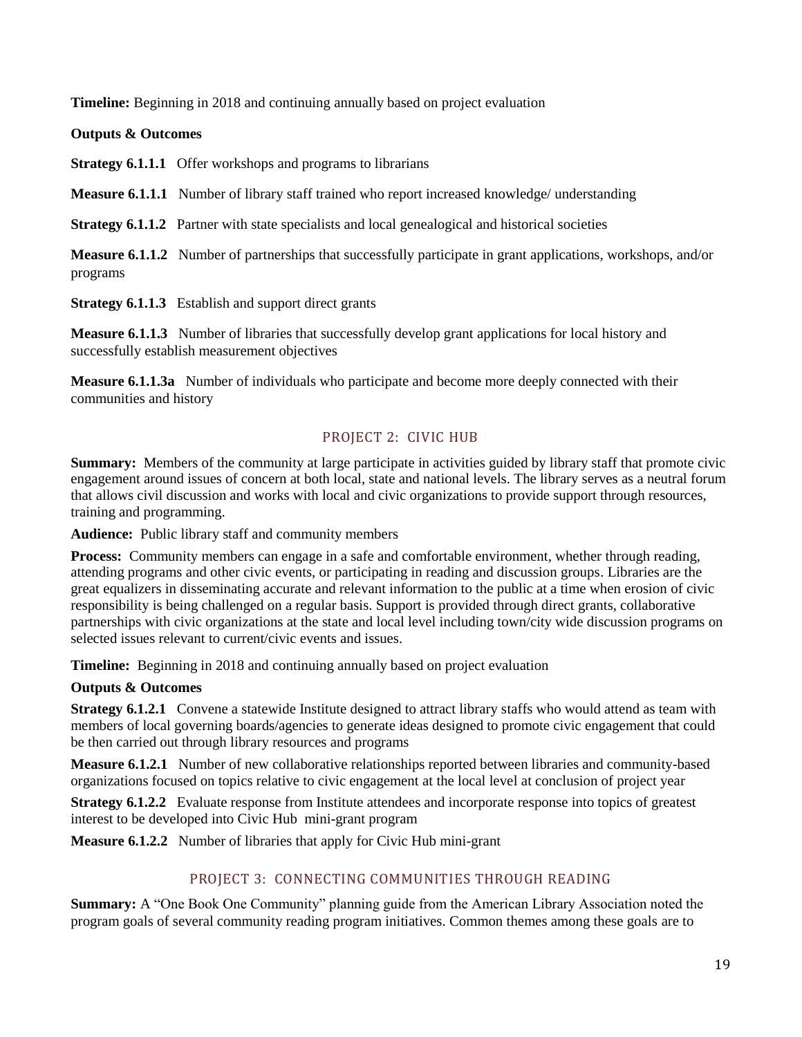**Timeline:** Beginning in 2018 and continuing annually based on project evaluation

**Outputs & Outcomes**

**Strategy 6.1.1.1** Offer workshops and programs to librarians

**Measure 6.1.1.1** Number of library staff trained who report increased knowledge/ understanding

**Strategy 6.1.1.2** Partner with state specialists and local genealogical and historical societies

**Measure 6.1.1.2** Number of partnerships that successfully participate in grant applications, workshops, and/or programs

**Strategy 6.1.1.3** Establish and support direct grants

**Measure 6.1.1.3** Number of libraries that successfully develop grant applications for local history and successfully establish measurement objectives

**Measure 6.1.1.3a** Number of individuals who participate and become more deeply connected with their communities and history

## PROJECT 2: CIVIC HUB

**Summary:** Members of the community at large participate in activities guided by library staff that promote civic engagement around issues of concern at both local, state and national levels. The library serves as a neutral forum that allows civil discussion and works with local and civic organizations to provide support through resources, training and programming.

**Audience:** Public library staff and community members

**Process:** Community members can engage in a safe and comfortable environment, whether through reading, attending programs and other civic events, or participating in reading and discussion groups. Libraries are the great equalizers in disseminating accurate and relevant information to the public at a time when erosion of civic responsibility is being challenged on a regular basis. Support is provided through direct grants, collaborative partnerships with civic organizations at the state and local level including town/city wide discussion programs on selected issues relevant to current/civic events and issues.

**Timeline:** Beginning in 2018 and continuing annually based on project evaluation

**Outputs & Outcomes**

**Strategy 6.1.2.1** Convene a statewide Institute designed to attract library staffs who would attend as team with members of local governing boards/agencies to generate ideas designed to promote civic engagement that could be then carried out through library resources and programs

**Measure 6.1.2.1** Number of new collaborative relationships reported between libraries and community-based organizations focused on topics relative to civic engagement at the local level at conclusion of project year

**Strategy 6.1.2.2** Evaluate response from Institute attendees and incorporate response into topics of greatest interest to be developed into Civic Hub mini-grant program

**Measure 6.1.2.2** Number of libraries that apply for Civic Hub mini-grant

## PROJECT 3: CONNECTING COMMUNITIES THROUGH READING

**Summary:** A "One Book One Community" planning guide from the American Library Association noted the program goals of several community reading program initiatives. Common themes among these goals are to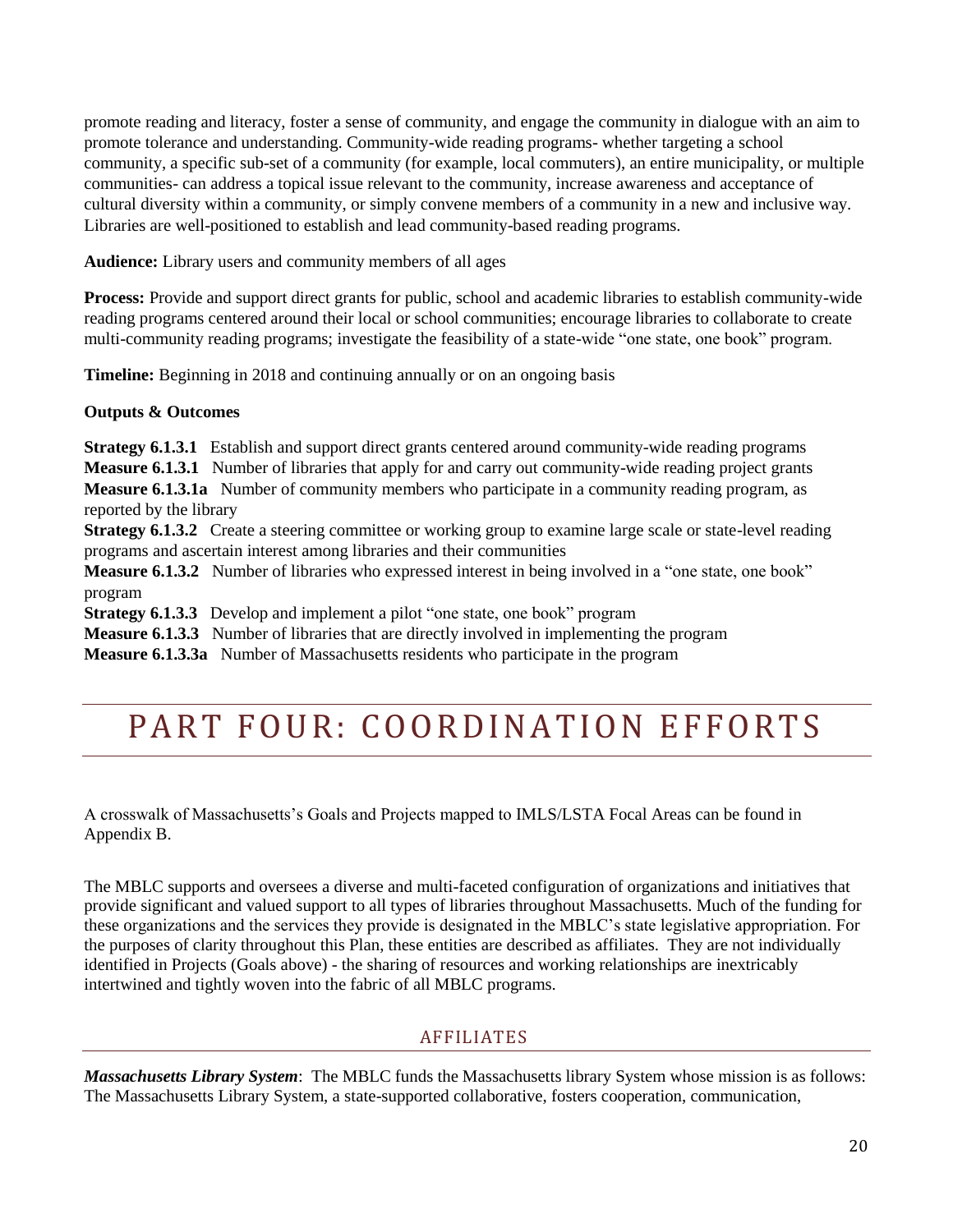promote reading and literacy, foster a sense of community, and engage the community in dialogue with an aim to promote tolerance and understanding. Community-wide reading programs- whether targeting a school community, a specific sub-set of a community (for example, local commuters), an entire municipality, or multiple communities- can address a topical issue relevant to the community, increase awareness and acceptance of cultural diversity within a community, or simply convene members of a community in a new and inclusive way. Libraries are well-positioned to establish and lead community-based reading programs.

**Audience:** Library users and community members of all ages

**Process:** Provide and support direct grants for public, school and academic libraries to establish community-wide reading programs centered around their local or school communities; encourage libraries to collaborate to create multi-community reading programs; investigate the feasibility of a state-wide "one state, one book" program.

**Timeline:** Beginning in 2018 and continuing annually or on an ongoing basis

**Outputs & Outcomes**

**Strategy 6.1.3.1** Establish and support direct grants centered around community-wide reading programs
**Measure 6.1.3.1** Number of libraries that apply for and carry out community-wide reading project grants
**Measure 6.1.3.1a** Number of community members who participate in a community reading program, as reported by the library
**Strategy 6.1.3.2** Create a steering committee or working group to examine large scale or state-level reading programs and ascertain interest among libraries and their communities
**Measure 6.1.3.2** Number of libraries who expressed interest in being involved in a "one state, one book" program
**Strategy 6.1.3.3** Develop and implement a pilot "one state, one book" program
**Measure 6.1.3.3** Number of libraries that are directly involved in implementing the program
**Measure 6.1.3.3a** Number of Massachusetts residents who participate in the program

# PART FOUR: COORDINATION EFFORTS

A crosswalk of Massachusetts's Goals and Projects mapped to IMLS/LSTA Focal Areas can be found in Appendix B.

The MBLC supports and oversees a diverse and multi-faceted configuration of organizations and initiatives that provide significant and valued support to all types of libraries throughout Massachusetts. Much of the funding for these organizations and the services they provide is designated in the MBLC's state legislative appropriation. For the purposes of clarity throughout this Plan, these entities are described as affiliates. They are not individually identified in Projects (Goals above) - the sharing of resources and working relationships are inextricably intertwined and tightly woven into the fabric of all MBLC programs.

## AFFILIATES

***Massachusetts Library System***: The MBLC funds the Massachusetts library System whose mission is as follows: The Massachusetts Library System, a state-supported collaborative, fosters cooperation, communication,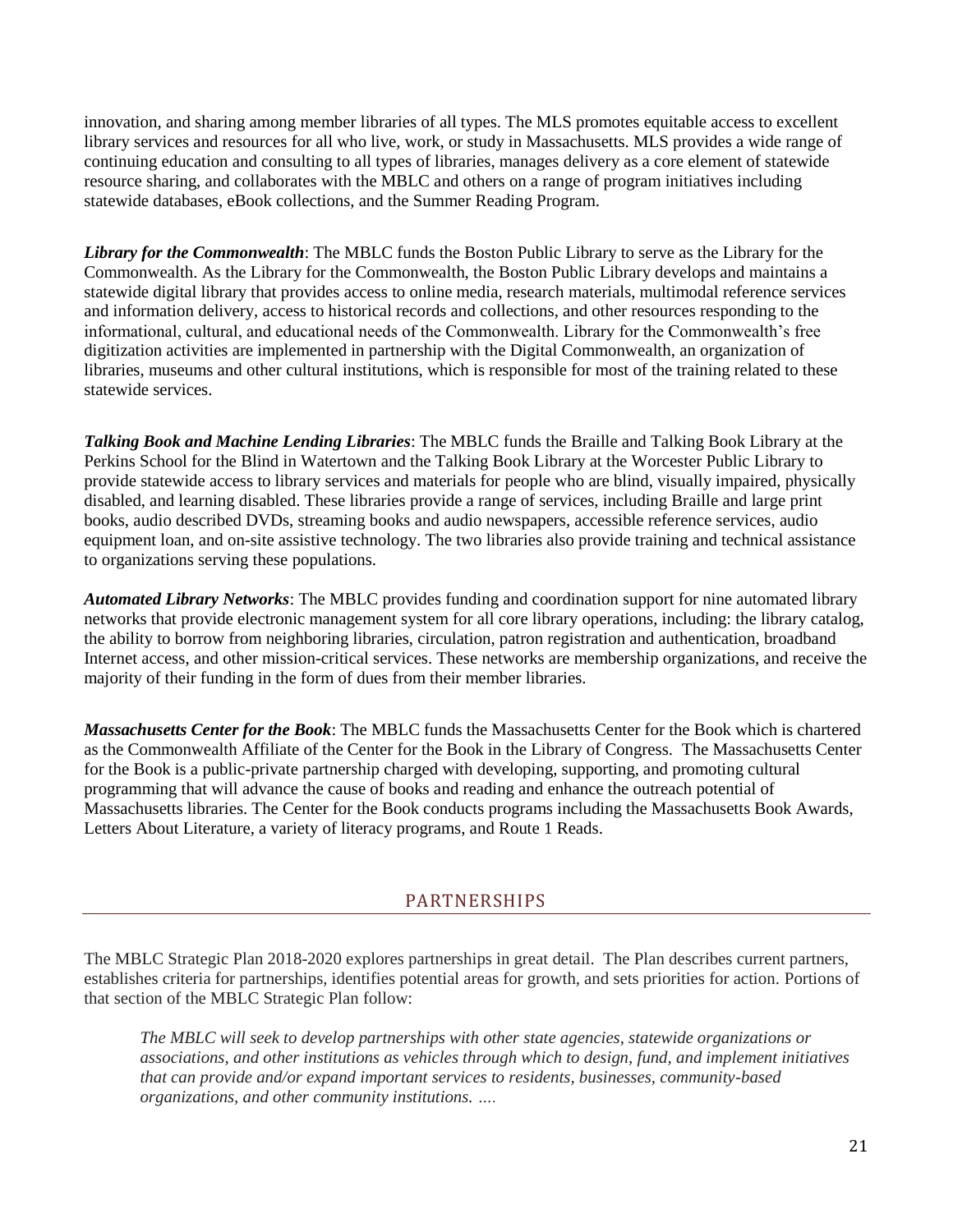innovation, and sharing among member libraries of all types. The MLS promotes equitable access to excellent library services and resources for all who live, work, or study in Massachusetts. MLS provides a wide range of continuing education and consulting to all types of libraries, manages delivery as a core element of statewide resource sharing, and collaborates with the MBLC and others on a range of program initiatives including statewide databases, eBook collections, and the Summer Reading Program.

***Library for the Commonwealth***: The MBLC funds the Boston Public Library to serve as the Library for the Commonwealth. As the Library for the Commonwealth, the Boston Public Library develops and maintains a statewide digital library that provides access to online media, research materials, multimodal reference services and information delivery, access to historical records and collections, and other resources responding to the informational, cultural, and educational needs of the Commonwealth. Library for the Commonwealth's free digitization activities are implemented in partnership with the Digital Commonwealth, an organization of libraries, museums and other cultural institutions, which is responsible for most of the training related to these statewide services.

***Talking Book and Machine Lending Libraries***: The MBLC funds the Braille and Talking Book Library at the Perkins School for the Blind in Watertown and the Talking Book Library at the Worcester Public Library to provide statewide access to library services and materials for people who are blind, visually impaired, physically disabled, and learning disabled. These libraries provide a range of services, including Braille and large print books, audio described DVDs, streaming books and audio newspapers, accessible reference services, audio equipment loan, and on-site assistive technology. The two libraries also provide training and technical assistance to organizations serving these populations.

***Automated Library Networks***: The MBLC provides funding and coordination support for nine automated library networks that provide electronic management system for all core library operations, including: the library catalog, the ability to borrow from neighboring libraries, circulation, patron registration and authentication, broadband Internet access, and other mission-critical services. These networks are membership organizations, and receive the majority of their funding in the form of dues from their member libraries.

***Massachusetts Center for the Book***: The MBLC funds the Massachusetts Center for the Book which is chartered as the Commonwealth Affiliate of the Center for the Book in the Library of Congress. The Massachusetts Center for the Book is a public-private partnership charged with developing, supporting, and promoting cultural programming that will advance the cause of books and reading and enhance the outreach potential of Massachusetts libraries. The Center for the Book conducts programs including the Massachusetts Book Awards, Letters About Literature, a variety of literacy programs, and Route 1 Reads.

## PARTNERSHIPS

The MBLC Strategic Plan 2018-2020 explores partnerships in great detail. The Plan describes current partners, establishes criteria for partnerships, identifies potential areas for growth, and sets priorities for action. Portions of that section of the MBLC Strategic Plan follow:

> *The MBLC will seek to develop partnerships with other state agencies, statewide organizations or associations, and other institutions as vehicles through which to design, fund, and implement initiatives that can provide and/or expand important services to residents, businesses, community-based organizations, and other community institutions. ….*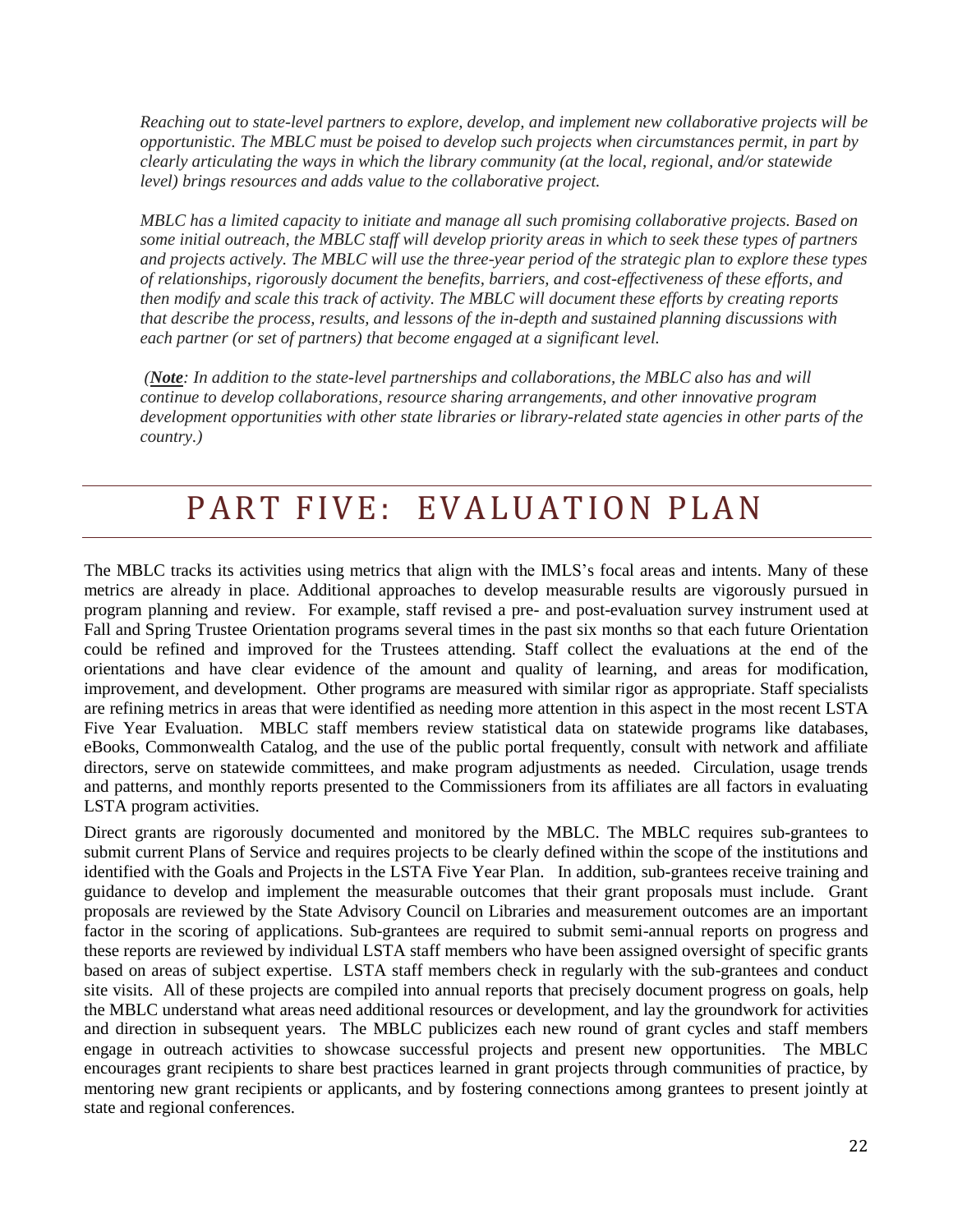*Reaching out to state-level partners to explore, develop, and implement new collaborative projects will be opportunistic. The MBLC must be poised to develop such projects when circumstances permit, in part by clearly articulating the ways in which the library community (at the local, regional, and/or statewide level) brings resources and adds value to the collaborative project.*

*MBLC has a limited capacity to initiate and manage all such promising collaborative projects. Based on some initial outreach, the MBLC staff will develop priority areas in which to seek these types of partners and projects actively. The MBLC will use the three-year period of the strategic plan to explore these types of relationships, rigorously document the benefits, barriers, and cost-effectiveness of these efforts, and then modify and scale this track of activity. The MBLC will document these efforts by creating reports that describe the process, results, and lessons of the in-depth and sustained planning discussions with each partner (or set of partners) that become engaged at a significant level.*

*(**Note**: In addition to the state-level partnerships and collaborations, the MBLC also has and will continue to develop collaborations, resource sharing arrangements, and other innovative program development opportunities with other state libraries or library-related state agencies in other parts of the country.)*

# PART FIVE: EVALUATION PLAN

The MBLC tracks its activities using metrics that align with the IMLS's focal areas and intents. Many of these metrics are already in place. Additional approaches to develop measurable results are vigorously pursued in program planning and review. For example, staff revised a pre- and post-evaluation survey instrument used at Fall and Spring Trustee Orientation programs several times in the past six months so that each future Orientation could be refined and improved for the Trustees attending. Staff collect the evaluations at the end of the orientations and have clear evidence of the amount and quality of learning, and areas for modification, improvement, and development. Other programs are measured with similar rigor as appropriate. Staff specialists are refining metrics in areas that were identified as needing more attention in this aspect in the most recent LSTA Five Year Evaluation. MBLC staff members review statistical data on statewide programs like databases, eBooks, Commonwealth Catalog, and the use of the public portal frequently, consult with network and affiliate directors, serve on statewide committees, and make program adjustments as needed. Circulation, usage trends and patterns, and monthly reports presented to the Commissioners from its affiliates are all factors in evaluating LSTA program activities.

Direct grants are rigorously documented and monitored by the MBLC. The MBLC requires sub-grantees to submit current Plans of Service and requires projects to be clearly defined within the scope of the institutions and identified with the Goals and Projects in the LSTA Five Year Plan. In addition, sub-grantees receive training and guidance to develop and implement the measurable outcomes that their grant proposals must include. Grant proposals are reviewed by the State Advisory Council on Libraries and measurement outcomes are an important factor in the scoring of applications. Sub-grantees are required to submit semi-annual reports on progress and these reports are reviewed by individual LSTA staff members who have been assigned oversight of specific grants based on areas of subject expertise. LSTA staff members check in regularly with the sub-grantees and conduct site visits. All of these projects are compiled into annual reports that precisely document progress on goals, help the MBLC understand what areas need additional resources or development, and lay the groundwork for activities and direction in subsequent years. The MBLC publicizes each new round of grant cycles and staff members engage in outreach activities to showcase successful projects and present new opportunities. The MBLC encourages grant recipients to share best practices learned in grant projects through communities of practice, by mentoring new grant recipients or applicants, and by fostering connections among grantees to present jointly at state and regional conferences.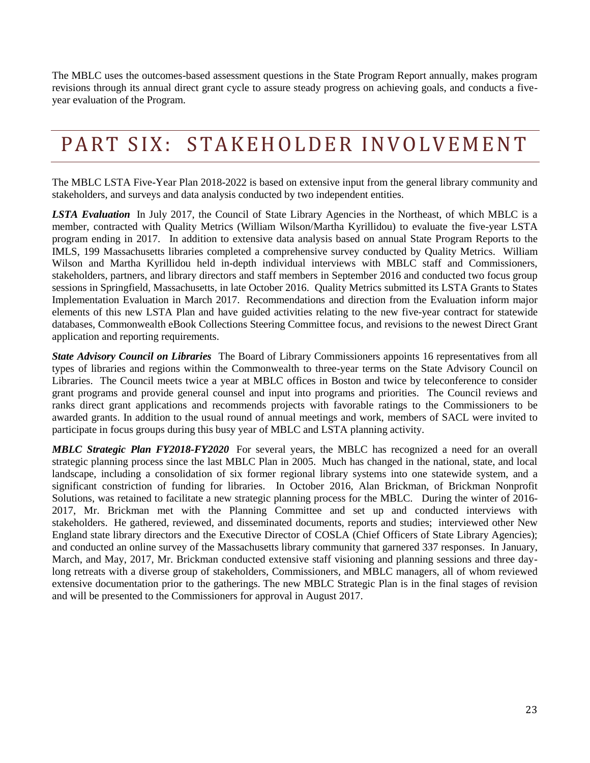The MBLC uses the outcomes-based assessment questions in the State Program Report annually, makes program revisions through its annual direct grant cycle to assure steady progress on achieving goals, and conducts a five-year evaluation of the Program.

# PART SIX: STAKEHOLDER INVOLVEMENT

The MBLC LSTA Five-Year Plan 2018-2022 is based on extensive input from the general library community and stakeholders, and surveys and data analysis conducted by two independent entities.

***LSTA Evaluation*** In July 2017, the Council of State Library Agencies in the Northeast, of which MBLC is a member, contracted with Quality Metrics (William Wilson/Martha Kyrillidou) to evaluate the five-year LSTA program ending in 2017. In addition to extensive data analysis based on annual State Program Reports to the IMLS, 199 Massachusetts libraries completed a comprehensive survey conducted by Quality Metrics. William Wilson and Martha Kyrillidou held in-depth individual interviews with MBLC staff and Commissioners, stakeholders, partners, and library directors and staff members in September 2016 and conducted two focus group sessions in Springfield, Massachusetts, in late October 2016. Quality Metrics submitted its LSTA Grants to States Implementation Evaluation in March 2017. Recommendations and direction from the Evaluation inform major elements of this new LSTA Plan and have guided activities relating to the new five-year contract for statewide databases, Commonwealth eBook Collections Steering Committee focus, and revisions to the newest Direct Grant application and reporting requirements.

***State Advisory Council on Libraries*** The Board of Library Commissioners appoints 16 representatives from all types of libraries and regions within the Commonwealth to three-year terms on the State Advisory Council on Libraries. The Council meets twice a year at MBLC offices in Boston and twice by teleconference to consider grant programs and provide general counsel and input into programs and priorities. The Council reviews and ranks direct grant applications and recommends projects with favorable ratings to the Commissioners to be awarded grants. In addition to the usual round of annual meetings and work, members of SACL were invited to participate in focus groups during this busy year of MBLC and LSTA planning activity.

***MBLC Strategic Plan FY2018-FY2020*** For several years, the MBLC has recognized a need for an overall strategic planning process since the last MBLC Plan in 2005. Much has changed in the national, state, and local landscape, including a consolidation of six former regional library systems into one statewide system, and a significant constriction of funding for libraries. In October 2016, Alan Brickman, of Brickman Nonprofit Solutions, was retained to facilitate a new strategic planning process for the MBLC. During the winter of 2016-2017, Mr. Brickman met with the Planning Committee and set up and conducted interviews with stakeholders. He gathered, reviewed, and disseminated documents, reports and studies; interviewed other New England state library directors and the Executive Director of COSLA (Chief Officers of State Library Agencies); and conducted an online survey of the Massachusetts library community that garnered 337 responses. In January, March, and May, 2017, Mr. Brickman conducted extensive staff visioning and planning sessions and three day-long retreats with a diverse group of stakeholders, Commissioners, and MBLC managers, all of whom reviewed extensive documentation prior to the gatherings. The new MBLC Strategic Plan is in the final stages of revision and will be presented to the Commissioners for approval in August 2017.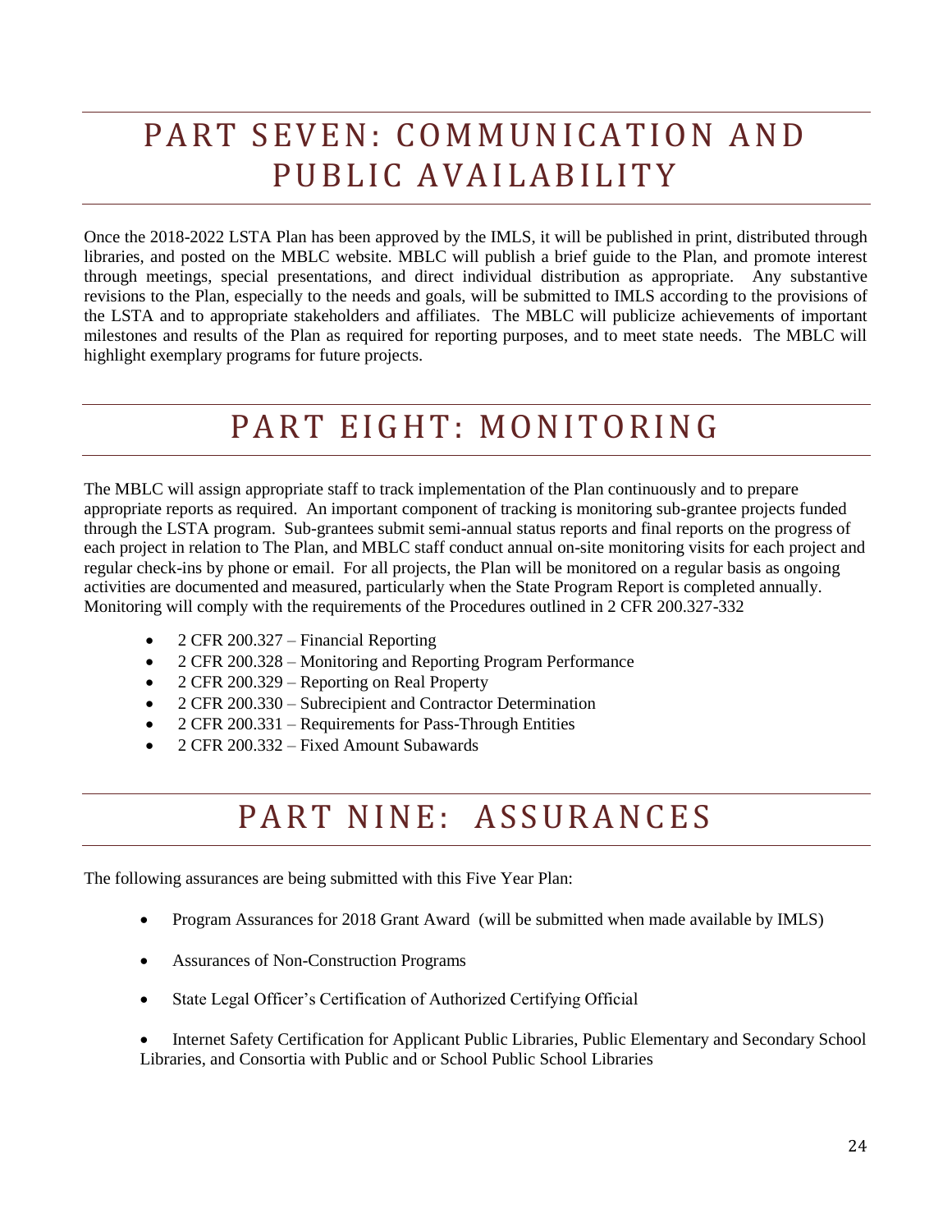# PART SEVEN: COMMUNICATION AND PUBLIC AVAILABILITY

Once the 2018-2022 LSTA Plan has been approved by the IMLS, it will be published in print, distributed through libraries, and posted on the MBLC website. MBLC will publish a brief guide to the Plan, and promote interest through meetings, special presentations, and direct individual distribution as appropriate. Any substantive revisions to the Plan, especially to the needs and goals, will be submitted to IMLS according to the provisions of the LSTA and to appropriate stakeholders and affiliates. The MBLC will publicize achievements of important milestones and results of the Plan as required for reporting purposes, and to meet state needs. The MBLC will highlight exemplary programs for future projects.

# PART EIGHT: MONITORING

The MBLC will assign appropriate staff to track implementation of the Plan continuously and to prepare appropriate reports as required. An important component of tracking is monitoring sub-grantee projects funded through the LSTA program. Sub-grantees submit semi-annual status reports and final reports on the progress of each project in relation to The Plan, and MBLC staff conduct annual on-site monitoring visits for each project and regular check-ins by phone or email. For all projects, the Plan will be monitored on a regular basis as ongoing activities are documented and measured, particularly when the State Program Report is completed annually. Monitoring will comply with the requirements of the Procedures outlined in 2 CFR 200.327-332

- 2 CFR 200.327 – Financial Reporting
- 2 CFR 200.328 – Monitoring and Reporting Program Performance
- 2 CFR 200.329 – Reporting on Real Property
- 2 CFR 200.330 – Subrecipient and Contractor Determination
- 2 CFR 200.331 – Requirements for Pass-Through Entities
- 2 CFR 200.332 – Fixed Amount Subawards

# PART NINE: ASSURANCES

The following assurances are being submitted with this Five Year Plan:

- Program Assurances for 2018 Grant Award (will be submitted when made available by IMLS)
- Assurances of Non-Construction Programs
- State Legal Officer's Certification of Authorized Certifying Official
- Internet Safety Certification for Applicant Public Libraries, Public Elementary and Secondary School Libraries, and Consortia with Public and or School Public School Libraries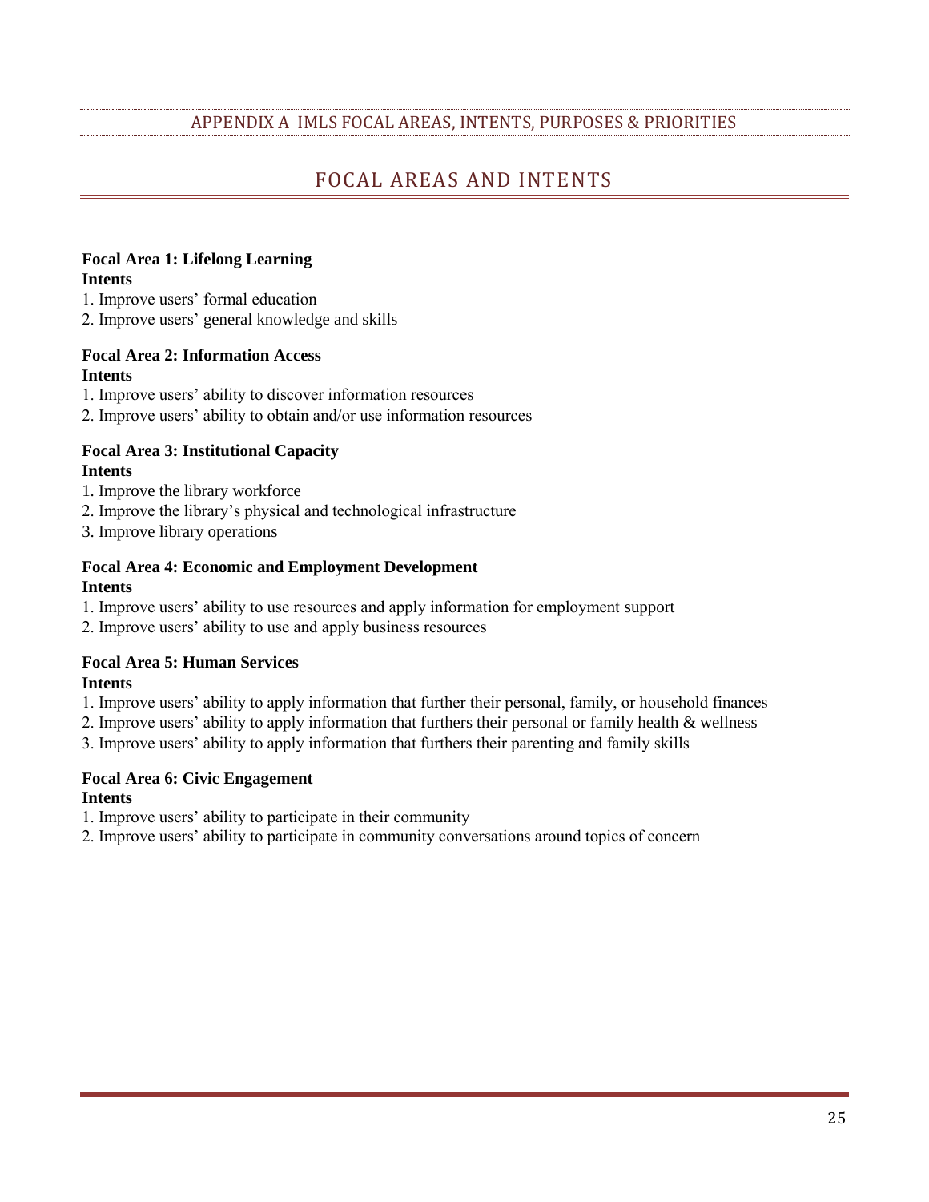## APPENDIX A IMLS FOCAL AREAS, INTENTS, PURPOSES & PRIORITIES

# FOCAL AREAS AND INTENTS

**Focal Area 1: Lifelong Learning**
**Intents**
1. Improve users' formal education
2. Improve users' general knowledge and skills

**Focal Area 2: Information Access**
**Intents**
1. Improve users' ability to discover information resources
2. Improve users' ability to obtain and/or use information resources

**Focal Area 3: Institutional Capacity**
**Intents**
1. Improve the library workforce
2. Improve the library's physical and technological infrastructure
3. Improve library operations

**Focal Area 4: Economic and Employment Development**
**Intents**
1. Improve users' ability to use resources and apply information for employment support
2. Improve users' ability to use and apply business resources

**Focal Area 5: Human Services**
**Intents**
1. Improve users' ability to apply information that further their personal, family, or household finances
2. Improve users' ability to apply information that furthers their personal or family health & wellness
3. Improve users' ability to apply information that furthers their parenting and family skills

**Focal Area 6: Civic Engagement**
**Intents**
1. Improve users' ability to participate in their community
2. Improve users' ability to participate in community conversations around topics of concern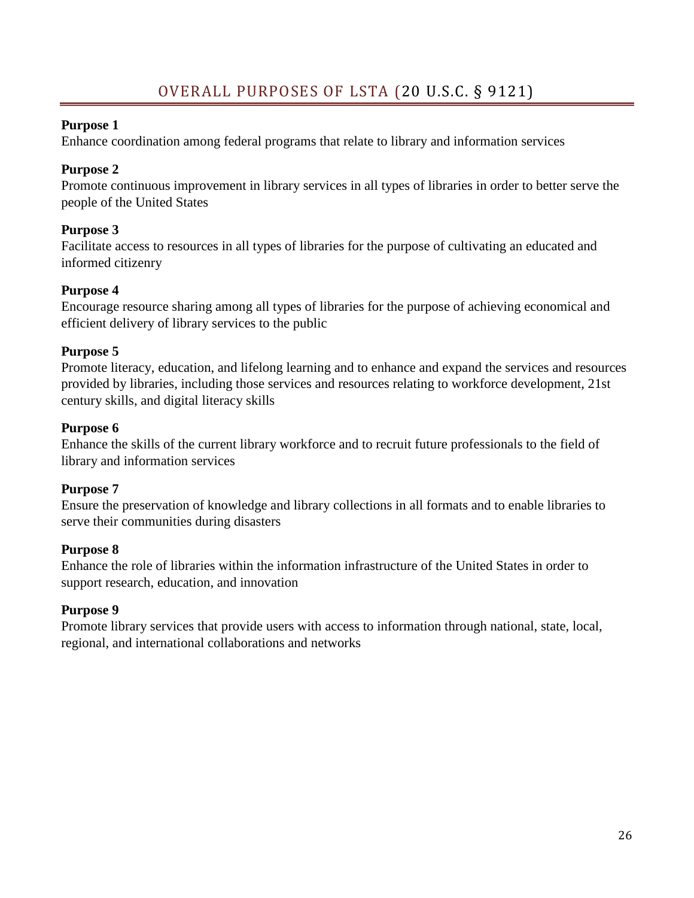# OVERALL PURPOSES OF LSTA (20 U.S.C. § 9121)

**Purpose 1**
Enhance coordination among federal programs that relate to library and information services

**Purpose 2**
Promote continuous improvement in library services in all types of libraries in order to better serve the people of the United States

**Purpose 3**
Facilitate access to resources in all types of libraries for the purpose of cultivating an educated and informed citizenry

**Purpose 4**
Encourage resource sharing among all types of libraries for the purpose of achieving economical and efficient delivery of library services to the public

**Purpose 5**
Promote literacy, education, and lifelong learning and to enhance and expand the services and resources provided by libraries, including those services and resources relating to workforce development, 21st century skills, and digital literacy skills

**Purpose 6**
Enhance the skills of the current library workforce and to recruit future professionals to the field of library and information services

**Purpose 7**
Ensure the preservation of knowledge and library collections in all formats and to enable libraries to serve their communities during disasters

**Purpose 8**
Enhance the role of libraries within the information infrastructure of the United States in order to support research, education, and innovation

**Purpose 9**
Promote library services that provide users with access to information through national, state, local, regional, and international collaborations and networks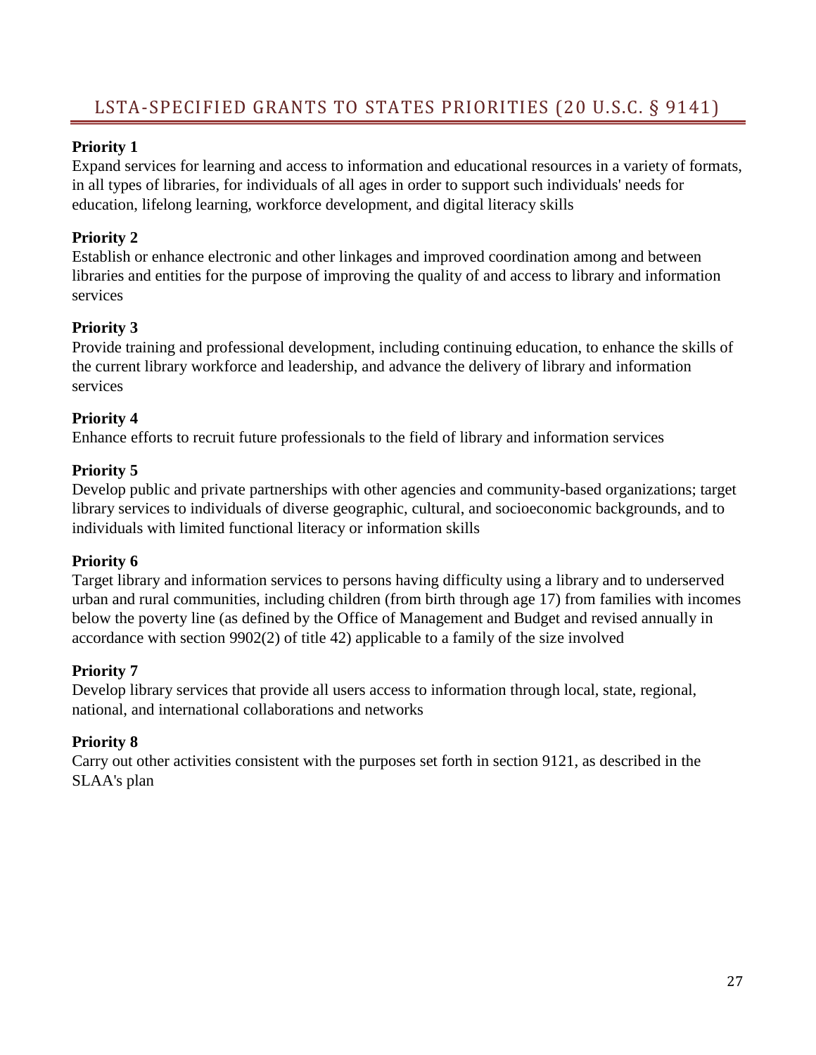## LSTA-SPECIFIED GRANTS TO STATES PRIORITIES (20 U.S.C. § 9141)

**Priority 1**
Expand services for learning and access to information and educational resources in a variety of formats, in all types of libraries, for individuals of all ages in order to support such individuals' needs for education, lifelong learning, workforce development, and digital literacy skills

**Priority 2**
Establish or enhance electronic and other linkages and improved coordination among and between libraries and entities for the purpose of improving the quality of and access to library and information services

**Priority 3**
Provide training and professional development, including continuing education, to enhance the skills of the current library workforce and leadership, and advance the delivery of library and information services

**Priority 4**
Enhance efforts to recruit future professionals to the field of library and information services

**Priority 5**
Develop public and private partnerships with other agencies and community-based organizations; target library services to individuals of diverse geographic, cultural, and socioeconomic backgrounds, and to individuals with limited functional literacy or information skills

**Priority 6**
Target library and information services to persons having difficulty using a library and to underserved urban and rural communities, including children (from birth through age 17) from families with incomes below the poverty line (as defined by the Office of Management and Budget and revised annually in accordance with section 9902(2) of title 42) applicable to a family of the size involved

**Priority 7**
Develop library services that provide all users access to information through local, state, regional, national, and international collaborations and networks

**Priority 8**
Carry out other activities consistent with the purposes set forth in section 9121, as described in the SLAA's plan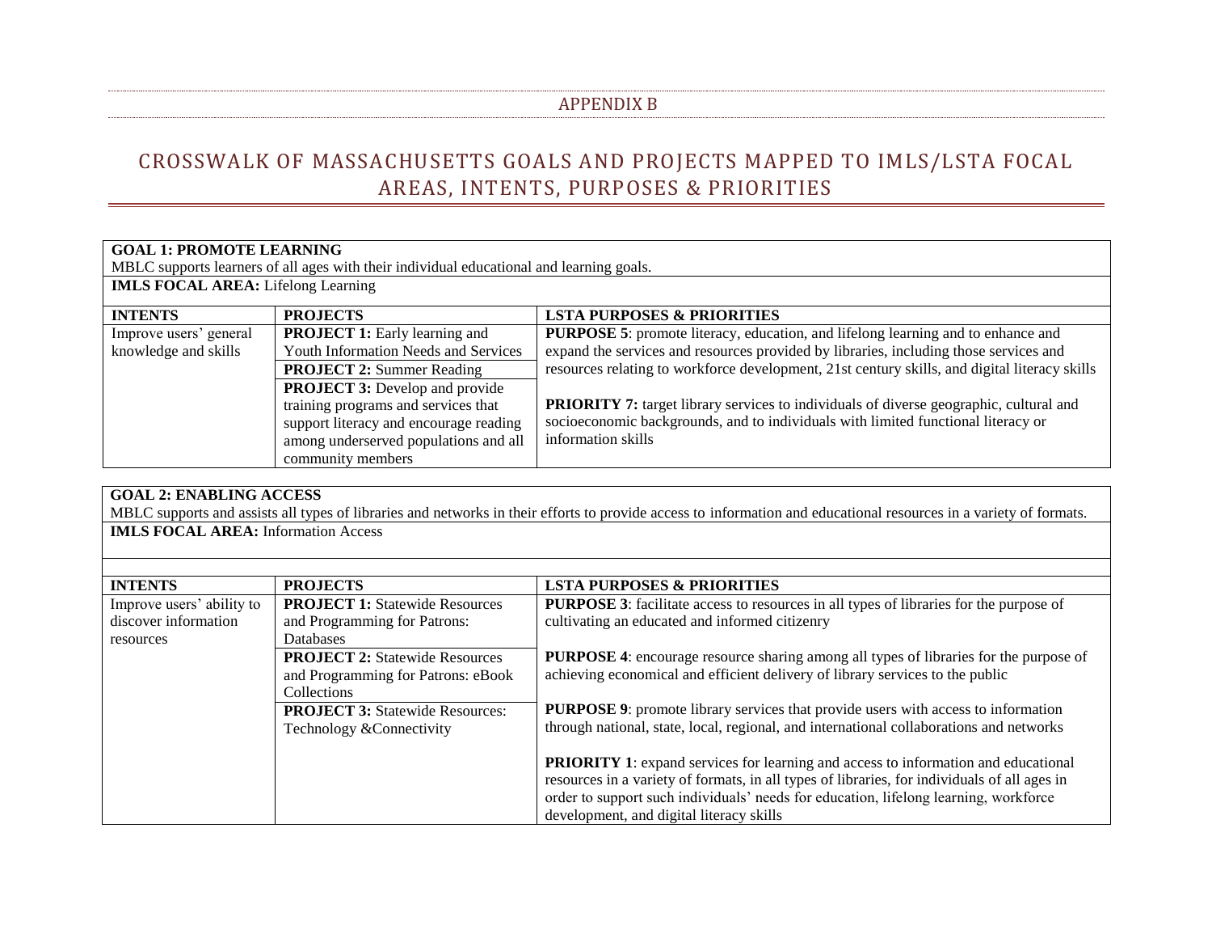APPENDIX B

# CROSSWALK OF MASSACHUSETTS GOALS AND PROJECTS MAPPED TO IMLS/LSTA FOCAL AREAS, INTENTS, PURPOSES & PRIORITIES

**GOAL 1: PROMOTE LEARNING**
MBLC supports learners of all ages with their individual educational and learning goals.
**IMLS FOCAL AREA:** Lifelong Learning

| INTENTS | PROJECTS | LSTA PURPOSES & PRIORITIES |
|---|---|---|
| Improve users' general knowledge and skills | **PROJECT 1:** Early learning and Youth Information Needs and Services<br>**PROJECT 2:** Summer Reading<br>**PROJECT 3:** Develop and provide training programs and services that support literacy and encourage reading among underserved populations and all community members | **PURPOSE 5**: promote literacy, education, and lifelong learning and to enhance and expand the services and resources provided by libraries, including those services and resources relating to workforce development, 21st century skills, and digital literacy skills<br><br>**PRIORITY 7:** target library services to individuals of diverse geographic, cultural and socioeconomic backgrounds, and to individuals with limited functional literacy or information skills |

**GOAL 2: ENABLING ACCESS**
MBLC supports and assists all types of libraries and networks in their efforts to provide access to information and educational resources in a variety of formats.
**IMLS FOCAL AREA:** Information Access

| INTENTS | PROJECTS | LSTA PURPOSES & PRIORITIES |
|---|---|---|
| Improve users' ability to discover information resources | **PROJECT 1:** Statewide Resources and Programming for Patrons: Databases<br>**PROJECT 2:** Statewide Resources and Programming for Patrons: eBook Collections<br>**PROJECT 3:** Statewide Resources: Technology &Connectivity | **PURPOSE 3**: facilitate access to resources in all types of libraries for the purpose of cultivating an educated and informed citizenry<br><br>**PURPOSE 4**: encourage resource sharing among all types of libraries for the purpose of achieving economical and efficient delivery of library services to the public<br><br>**PURPOSE 9**: promote library services that provide users with access to information through national, state, local, regional, and international collaborations and networks<br><br>**PRIORITY 1**: expand services for learning and access to information and educational resources in a variety of formats, in all types of libraries, for individuals of all ages in order to support such individuals' needs for education, lifelong learning, workforce development, and digital literacy skills |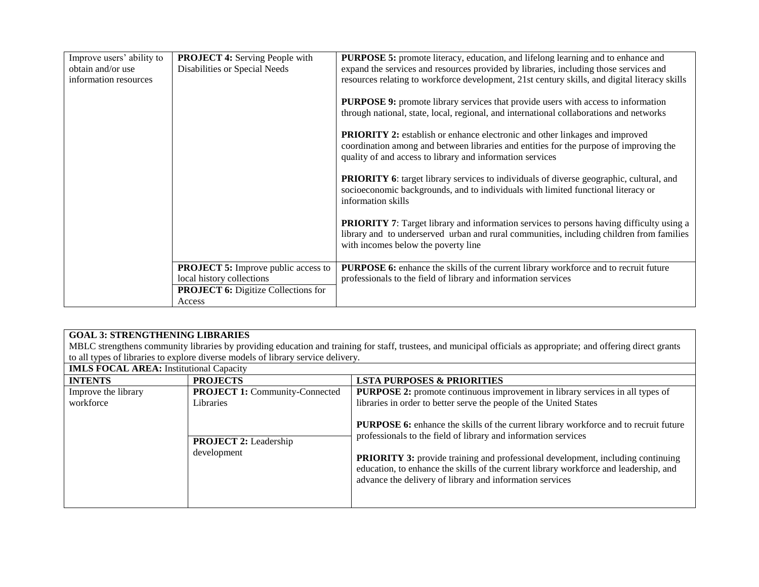| | | |
|---|---|---|
| Improve users' ability to obtain and/or use information resources | **PROJECT 4:** Serving People with Disabilities or Special Needs | **PURPOSE 5:** promote literacy, education, and lifelong learning and to enhance and expand the services and resources provided by libraries, including those services and resources relating to workforce development, 21st century skills, and digital literacy skills<br><br>**PURPOSE 9:** promote library services that provide users with access to information through national, state, local, regional, and international collaborations and networks<br><br>**PRIORITY 2:** establish or enhance electronic and other linkages and improved coordination among and between libraries and entities for the purpose of improving the quality of and access to library and information services<br><br>**PRIORITY 6**: target library services to individuals of diverse geographic, cultural, and socioeconomic backgrounds, and to individuals with limited functional literacy or information skills<br><br>**PRIORITY 7**: Target library and information services to persons having difficulty using a library and to underserved urban and rural communities, including children from families with incomes below the poverty line |
| | **PROJECT 5:** Improve public access to local history collections<br>**PROJECT 6:** Digitize Collections for Access | **PURPOSE 6:** enhance the skills of the current library workforce and to recruit future professionals to the field of library and information services |

**GOAL 3: STRENGTHENING LIBRARIES**

MBLC strengthens community libraries by providing education and training for staff, trustees, and municipal officials as appropriate; and offering direct grants to all types of libraries to explore diverse models of library service delivery.

**IMLS FOCAL AREA:** Institutional Capacity

| INTENTS | PROJECTS | LSTA PURPOSES & PRIORITIES |
|---|---|---|
| Improve the library workforce | **PROJECT 1:** Community-Connected Libraries<br><br>**PROJECT 2:** Leadership development | **PURPOSE 2:** promote continuous improvement in library services in all types of libraries in order to better serve the people of the United States<br><br>**PURPOSE 6:** enhance the skills of the current library workforce and to recruit future professionals to the field of library and information services<br><br>**PRIORITY 3:** provide training and professional development, including continuing education, to enhance the skills of the current library workforce and leadership, and advance the delivery of library and information services |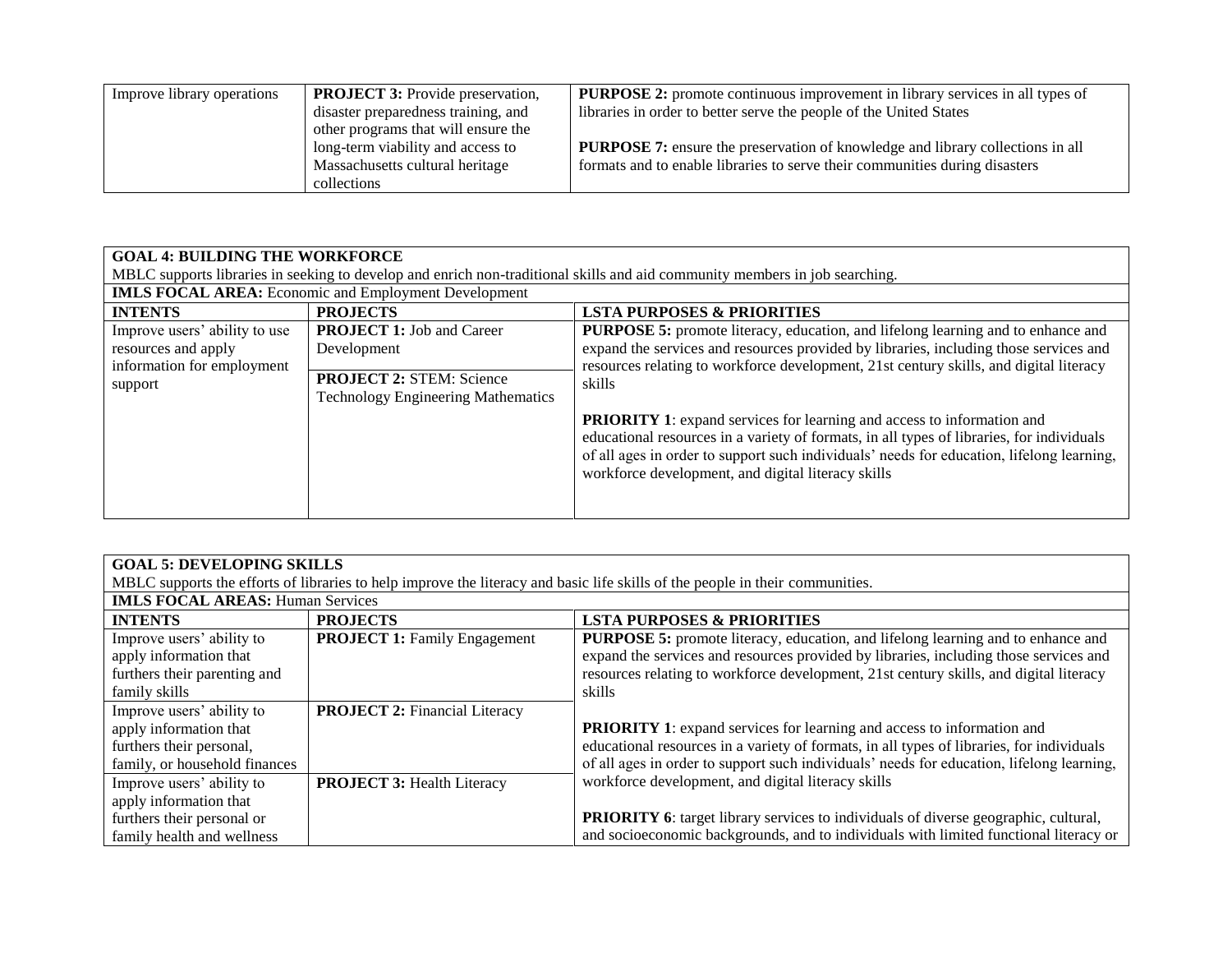| Improve library operations | **PROJECT 3:** Provide preservation, disaster preparedness training, and other programs that will ensure the long-term viability and access to Massachusetts cultural heritage collections | **PURPOSE 2:** promote continuous improvement in library services in all types of libraries in order to better serve the people of the United States<br><br>**PURPOSE 7:** ensure the preservation of knowledge and library collections in all formats and to enable libraries to serve their communities during disasters |
|---|---|---|

| **GOAL 4: BUILDING THE WORKFORCE**<br>MBLC supports libraries in seeking to develop and enrich non-traditional skills and aid community members in job searching. | | |
|---|---|---|
| **IMLS FOCAL AREA:** Economic and Employment Development | | |
| **INTENTS** | **PROJECTS** | **LSTA PURPOSES & PRIORITIES** |
| Improve users' ability to use resources and apply information for employment support | **PROJECT 1:** Job and Career Development<br><br>**PROJECT 2:** STEM: Science Technology Engineering Mathematics | **PURPOSE 5:** promote literacy, education, and lifelong learning and to enhance and expand the services and resources provided by libraries, including those services and resources relating to workforce development, 21st century skills, and digital literacy skills<br><br>**PRIORITY 1**: expand services for learning and access to information and educational resources in a variety of formats, in all types of libraries, for individuals of all ages in order to support such individuals' needs for education, lifelong learning, workforce development, and digital literacy skills |

| **GOAL 5: DEVELOPING SKILLS**<br>MBLC supports the efforts of libraries to help improve the literacy and basic life skills of the people in their communities. | | |
|---|---|---|
| **IMLS FOCAL AREAS:** Human Services | | |
| **INTENTS** | **PROJECTS** | **LSTA PURPOSES & PRIORITIES** |
| Improve users' ability to apply information that furthers their parenting and family skills | **PROJECT 1:** Family Engagement | **PURPOSE 5:** promote literacy, education, and lifelong learning and to enhance and expand the services and resources provided by libraries, including those services and resources relating to workforce development, 21st century skills, and digital literacy skills<br><br>**PRIORITY 1**: expand services for learning and access to information and educational resources in a variety of formats, in all types of libraries, for individuals of all ages in order to support such individuals' needs for education, lifelong learning, workforce development, and digital literacy skills<br><br>**PRIORITY 6**: target library services to individuals of diverse geographic, cultural, and socioeconomic backgrounds, and to individuals with limited functional literacy or |
| Improve users' ability to apply information that furthers their personal, family, or household finances | **PROJECT 2:** Financial Literacy | |
| Improve users' ability to apply information that furthers their personal or family health and wellness | **PROJECT 3:** Health Literacy | |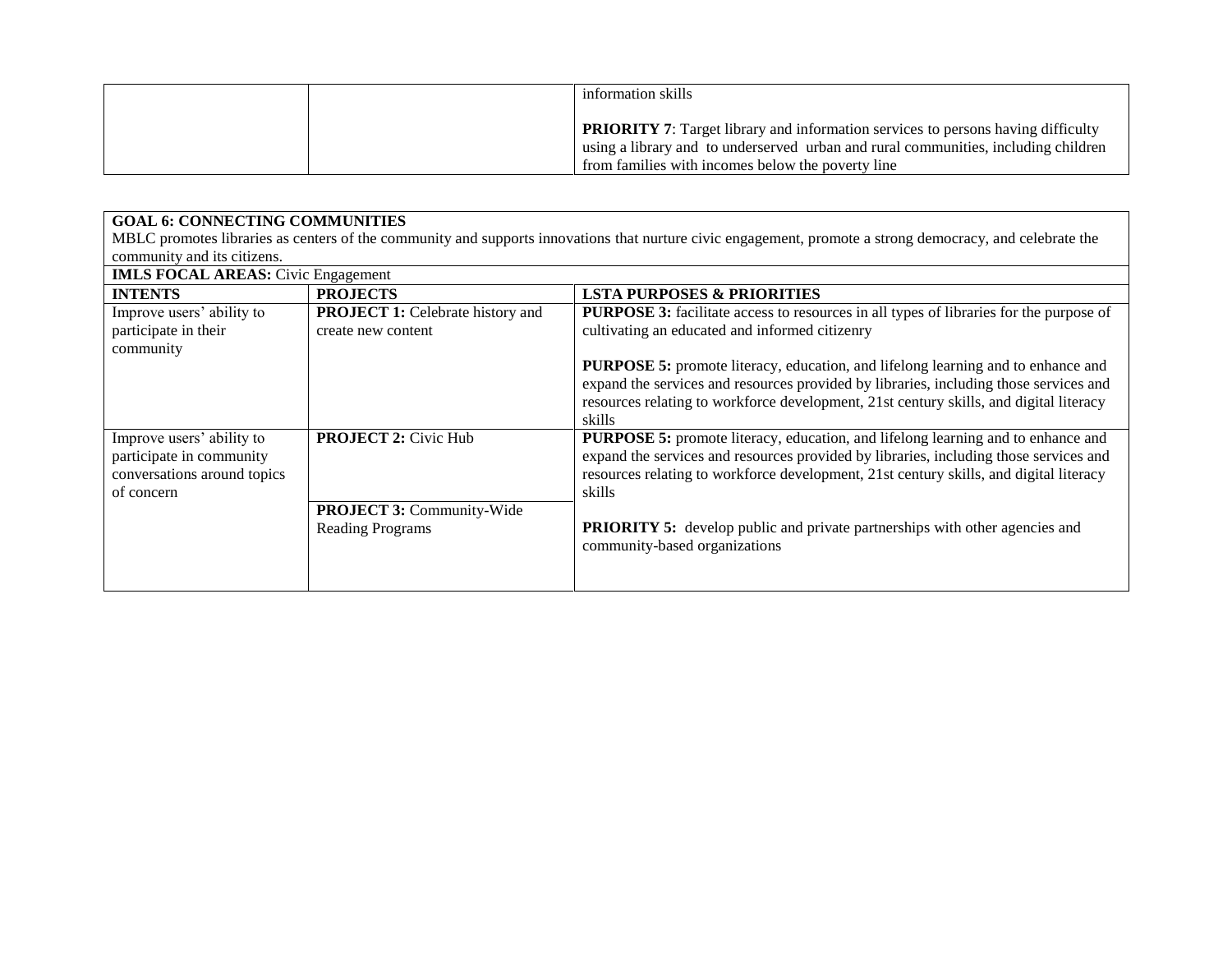| | | |
|---|---|---|
| | | information skills<br><br>**PRIORITY 7**: Target library and information services to persons having difficulty using a library and to underserved urban and rural communities, including children from families with incomes below the poverty line |

| **GOAL 6: CONNECTING COMMUNITIES**<br>MBLC promotes libraries as centers of the community and supports innovations that nurture civic engagement, promote a strong democracy, and celebrate the community and its citizens. | | |
|---|---|---|
| **IMLS FOCAL AREAS:** Civic Engagement | | |
| **INTENTS** | **PROJECTS** | **LSTA PURPOSES & PRIORITIES** |
| Improve users' ability to participate in their community | **PROJECT 1:** Celebrate history and create new content | **PURPOSE 3:** facilitate access to resources in all types of libraries for the purpose of cultivating an educated and informed citizenry<br><br>**PURPOSE 5:** promote literacy, education, and lifelong learning and to enhance and expand the services and resources provided by libraries, including those services and resources relating to workforce development, 21st century skills, and digital literacy skills |
| Improve users' ability to participate in community conversations around topics of concern | **PROJECT 2:** Civic Hub<br><br>**PROJECT 3:** Community-Wide Reading Programs | **PURPOSE 5:** promote literacy, education, and lifelong learning and to enhance and expand the services and resources provided by libraries, including those services and resources relating to workforce development, 21st century skills, and digital literacy skills<br><br>**PRIORITY 5:** develop public and private partnerships with other agencies and community-based organizations |